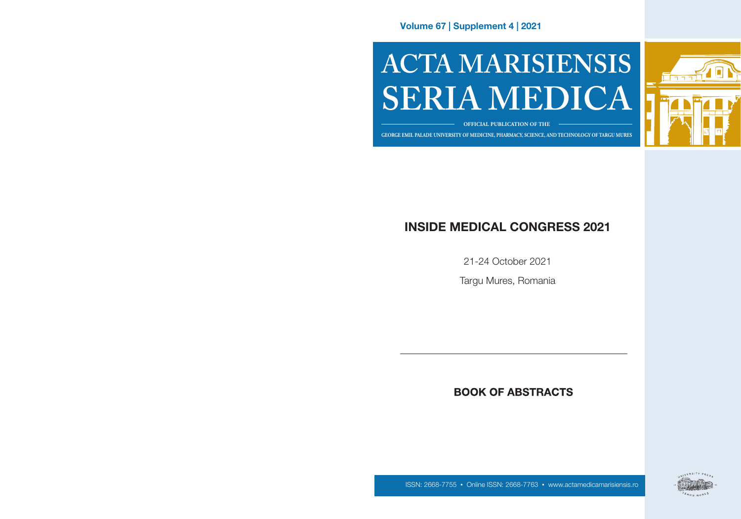Volume 67 | Supplement 4 | 2021

# ACTA MARISIENSIS SERIA MEDICA

OFFICIAL PUBLICATION OF THE

GEORGE EMIL PALADE UNIVERSITY OF MEDICINE, PHARMACY, SCIENCE, AND TECHNOLOGY OF TARGU MURES

## INSIDE MEDICAL CONGRESS 2021

21-24 October 2021

Targu Mures, Romania

## BOOK OF ABSTRACTS

ISSN: 2668-7755 • Online ISSN: 2668-7763 • www.actamedicamarisiensis.ro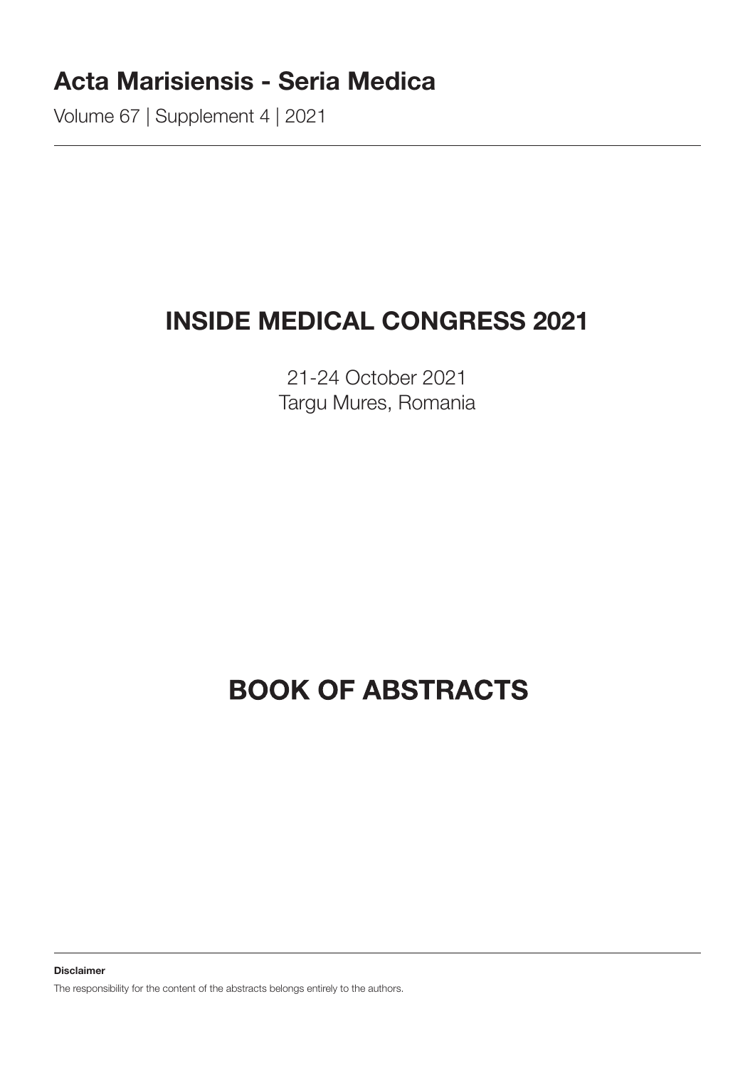# Acta Marisiensis - Seria Medica

Volume 67 | Supplement 4 | 2021

## INSIDE MEDICAL CONGRESS 2021

21-24 October 2021
Targu Mures, Romania

# BOOK OF ABSTRACTS

**Disclaimer**

The responsibility for the content of the abstracts belongs entirely to the authors.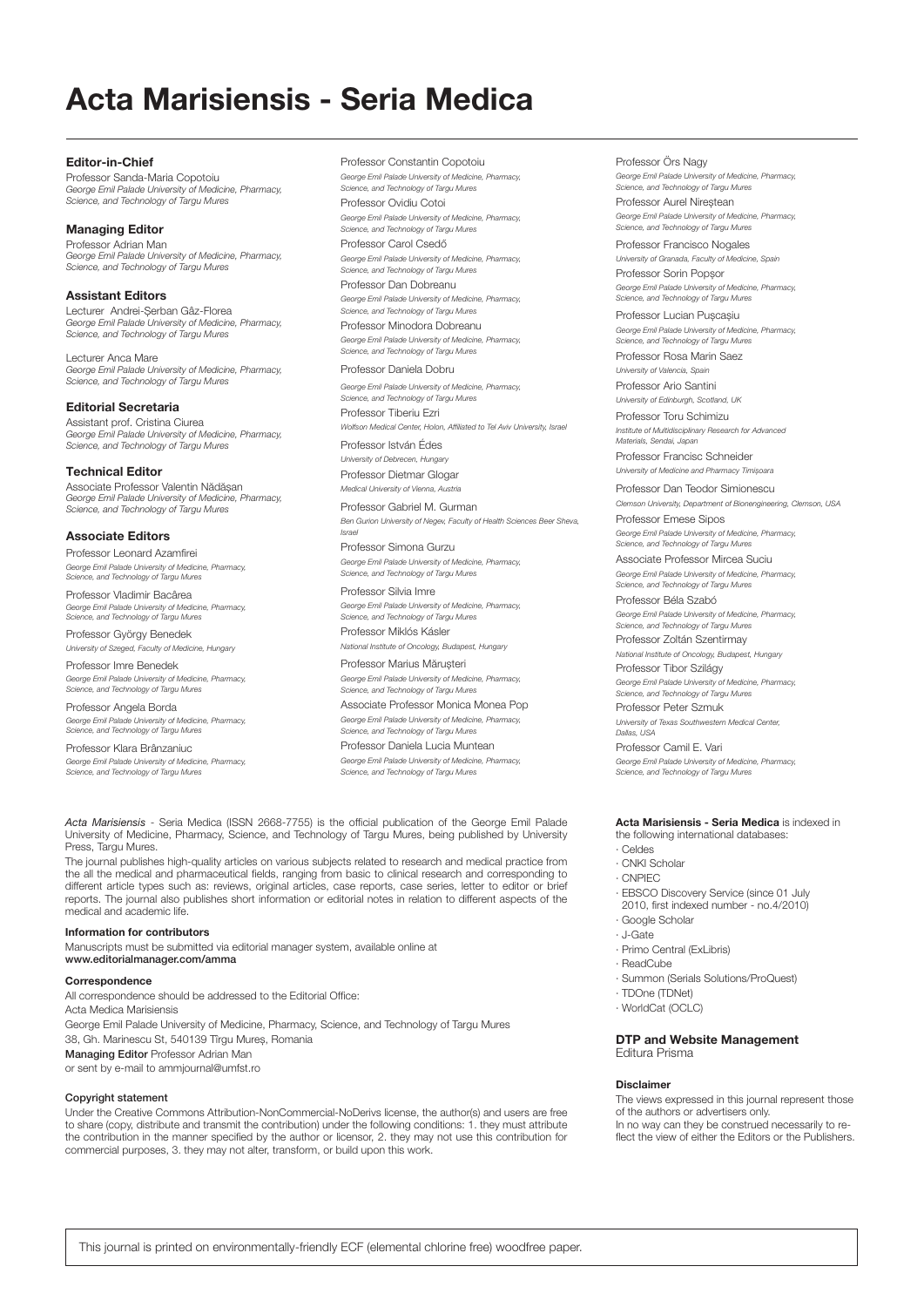# Acta Marisiensis - Seria Medica

**Editor-in-Chief**

Professor Sanda-Maria Copotoiu
*George Emil Palade University of Medicine, Pharmacy, Science, and Technology of Targu Mures*

**Managing Editor**

Professor Adrian Man
*George Emil Palade University of Medicine, Pharmacy, Science, and Technology of Targu Mures*

**Assistant Editors**

Lecturer Andrei-Şerban Gâz-Florea
*George Emil Palade University of Medicine, Pharmacy, Science, and Technology of Targu Mures*

Lecturer Anca Mare
*George Emil Palade University of Medicine, Pharmacy, Science, and Technology of Targu Mures*

**Editorial Secretaria**

Assistant prof. Cristina Ciurea
*George Emil Palade University of Medicine, Pharmacy, Science, and Technology of Targu Mures*

**Technical Editor**

Associate Professor Valentin Nădășan
*George Emil Palade University of Medicine, Pharmacy, Science, and Technology of Targu Mures*

**Associate Editors**

Professor Leonard Azamfirei
*George Emil Palade University of Medicine, Pharmacy, Science, and Technology of Targu Mures*

Professor Vladimir Bacârea
*George Emil Palade University of Medicine, Pharmacy, Science, and Technology of Targu Mures*

Professor György Benedek
*University of Szeged, Faculty of Medicine, Hungary*

Professor Imre Benedek
*George Emil Palade University of Medicine, Pharmacy, Science, and Technology of Targu Mures*

Professor Angela Borda
*George Emil Palade University of Medicine, Pharmacy, Science, and Technology of Targu Mures*

Professor Klara Brânzaniuc
*George Emil Palade University of Medicine, Pharmacy, Science, and Technology of Targu Mures*

Professor Constantin Copotoiu
*George Emil Palade University of Medicine, Pharmacy, Science, and Technology of Targu Mures*

Professor Ovidiu Cotoi
*George Emil Palade University of Medicine, Pharmacy, Science, and Technology of Targu Mures*

Professor Carol Csedő
*George Emil Palade University of Medicine, Pharmacy, Science, and Technology of Targu Mures*

Professor Dan Dobreanu
*George Emil Palade University of Medicine, Pharmacy, Science, and Technology of Targu Mures*

Professor Minodora Dobreanu
*George Emil Palade University of Medicine, Pharmacy, Science, and Technology of Targu Mures*

Professor Daniela Dobru
*George Emil Palade University of Medicine, Pharmacy, Science, and Technology of Targu Mures*

Professor Tiberiu Ezri
*Wolfson Medical Center, Holon, Affiliated to Tel Aviv University, Israel*

Professor István Édes
*University of Debrecen, Hungary*

Professor Dietmar Glogar
*Medical University of Vienna, Austria*

Professor Gabriel M. Gurman
*Ben Gurion University of Negev, Faculty of Health Sciences Beer Sheva, Israel*

Professor Simona Gurzu
*George Emil Palade University of Medicine, Pharmacy, Science, and Technology of Targu Mures*

Professor Silvia Imre
*George Emil Palade University of Medicine, Pharmacy, Science, and Technology of Targu Mures*

Professor Miklós Kásler
*National Institute of Oncology, Budapest, Hungary*

Professor Marius Mărușteri
*George Emil Palade University of Medicine, Pharmacy, Science, and Technology of Targu Mures*

Associate Professor Monica Monea Pop
*George Emil Palade University of Medicine, Pharmacy, Science, and Technology of Targu Mures*

Professor Daniela Lucia Muntean
*George Emil Palade University of Medicine, Pharmacy, Science, and Technology of Targu Mures*

Professor Örs Nagy
*George Emil Palade University of Medicine, Pharmacy, Science, and Technology of Targu Mures*

Professor Aurel Nireștean
*George Emil Palade University of Medicine, Pharmacy, Science, and Technology of Targu Mures*

Professor Francisco Nogales
*University of Granada, Faculty of Medicine, Spain*

Professor Sorin Popșor
*George Emil Palade University of Medicine, Pharmacy, Science, and Technology of Targu Mures*

Professor Lucian Pușcașiu
*George Emil Palade University of Medicine, Pharmacy, Science, and Technology of Targu Mures*

Professor Rosa Marin Saez
*University of Valencia, Spain*

Professor Ario Santini
*University of Edinburgh, Scotland, UK*

Professor Toru Schimizu
*Institute of Multidisciplinary Research for Advanced Materials, Sendai, Japan*

Professor Francisc Schneider
*University of Medicine and Pharmacy Timișoara*

Professor Dan Teodor Simionescu
*Clemson University, Department of Bioenengineering, Clemson, USA*

Professor Emese Sipos
*George Emil Palade University of Medicine, Pharmacy, Science, and Technology of Targu Mures*

Associate Professor Mircea Suciu
*George Emil Palade University of Medicine, Pharmacy, Science, and Technology of Targu Mures*

Professor Béla Szabó
*George Emil Palade University of Medicine, Pharmacy, Science, and Technology of Targu Mures*

Professor Zoltán Szentirmay
*National Institute of Oncology, Budapest, Hungary*

Professor Tibor Szilágy
*George Emil Palade University of Medicine, Pharmacy, Science, and Technology of Targu Mures*

Professor Peter Szmuk
*University of Texas Southwestern Medical Center, Dallas, USA*

Professor Camil E. Vari
*George Emil Palade University of Medicine, Pharmacy, Science, and Technology of Targu Mures*

*Acta Marisiensis* - Seria Medica (ISSN 2668-7755) is the official publication of the George Emil Palade University of Medicine, Pharmacy, Science, and Technology of Targu Mures, being published by University Press, Targu Mures.

The journal publishes high-quality articles on various subjects related to research and medical practice from the all the medical and pharmaceutical fields, ranging from basic to clinical research and corresponding to different article types such as: reviews, original articles, case reports, case series, letter to editor or brief reports. The journal also publishes short information or editorial notes in relation to different aspects of the medical and academic life.

**Information for contributors**

Manuscripts must be submitted via editorial manager system, available online at
**www.editorialmanager.com/amma**

**Correspondence**

All correspondence should be addressed to the Editorial Office:
Acta Medica Marisiensis
George Emil Palade University of Medicine, Pharmacy, Science, and Technology of Targu Mures
38, Gh. Marinescu St, 540139 Tîrgu Mureș, Romania
**Managing Editor** Professor Adrian Man
or sent by e-mail to ammjournal@umfst.ro

**Copyright statement**

Under the Creative Commons Attribution-NonCommercial-NoDerivs license, the author(s) and users are free to share (copy, distribute and transmit the contribution) under the following conditions: 1. they must attribute the contribution in the manner specified by the author or licensor, 2. they may not use this contribution for commercial purposes, 3. they may not alter, transform, or build upon this work.

**Acta Marisiensis - Seria Medica** is indexed in the following international databases:

- Celdes
- CNKI Scholar
- CNPIEC
- EBSCO Discovery Service (since 01 July 2010, first indexed number - no.4/2010)
- Google Scholar
- J-Gate
- Primo Central (ExLibris)
- ReadCube
- Summon (Serials Solutions/ProQuest)
- TDOne (TDNet)
- WorldCat (OCLC)

**DTP and Website Management**
Editura Prisma

**Disclaimer**

The views expressed in this journal represent those of the authors or advertisers only.
In no way can they be construed necessarily to reflect the view of either the Editors or the Publishers.

This journal is printed on environmentally-friendly ECF (elemental chlorine free) woodfree paper.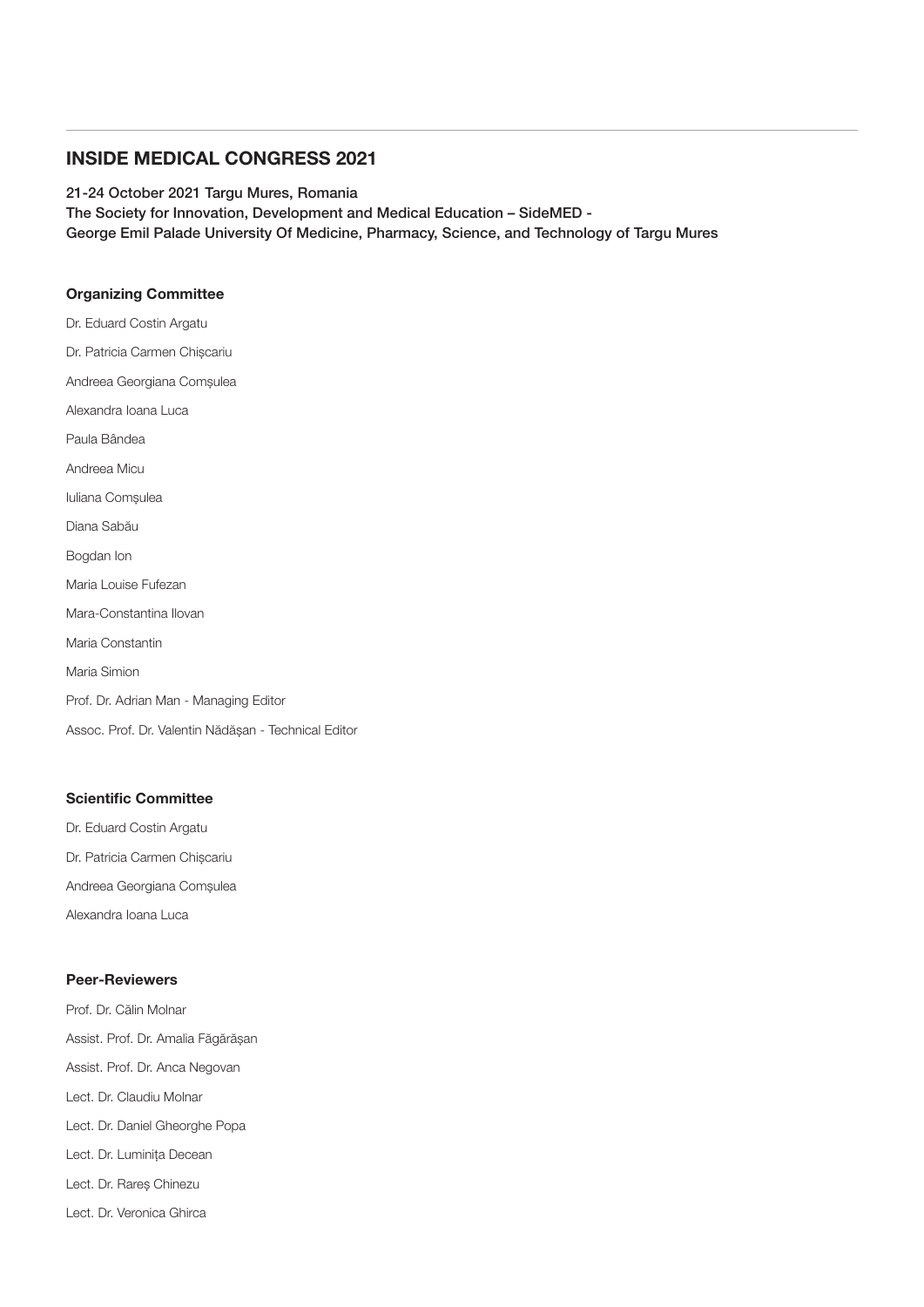## INSIDE MEDICAL CONGRESS 2021

21-24 October 2021 Targu Mures, Romania
The Society for Innovation, Development and Medical Education – SideMED -
George Emil Palade University Of Medicine, Pharmacy, Science, and Technology of Targu Mures

### Organizing Committee

Dr. Eduard Costin Argatu

Dr. Patricia Carmen Chișcariu

Andreea Georgiana Comșulea

Alexandra Ioana Luca

Paula Bândea

Andreea Micu

Iuliana Comșulea

Diana Sabău

Bogdan Ion

Maria Louise Fufezan

Mara-Constantina Ilovan

Maria Constantin

Maria Simion

Prof. Dr. Adrian Man - Managing Editor

Assoc. Prof. Dr. Valentin Nădășan - Technical Editor

### Scientific Committee

Dr. Eduard Costin Argatu

Dr. Patricia Carmen Chișcariu

Andreea Georgiana Comșulea

Alexandra Ioana Luca

### Peer-Reviewers

Prof. Dr. Călin Molnar

Assist. Prof. Dr. Amalia Făgărășan

Assist. Prof. Dr. Anca Negovan

Lect. Dr. Claudiu Molnar

Lect. Dr. Daniel Gheorghe Popa

Lect. Dr. Luminița Decean

Lect. Dr. Rareș Chinezu

Lect. Dr. Veronica Ghirca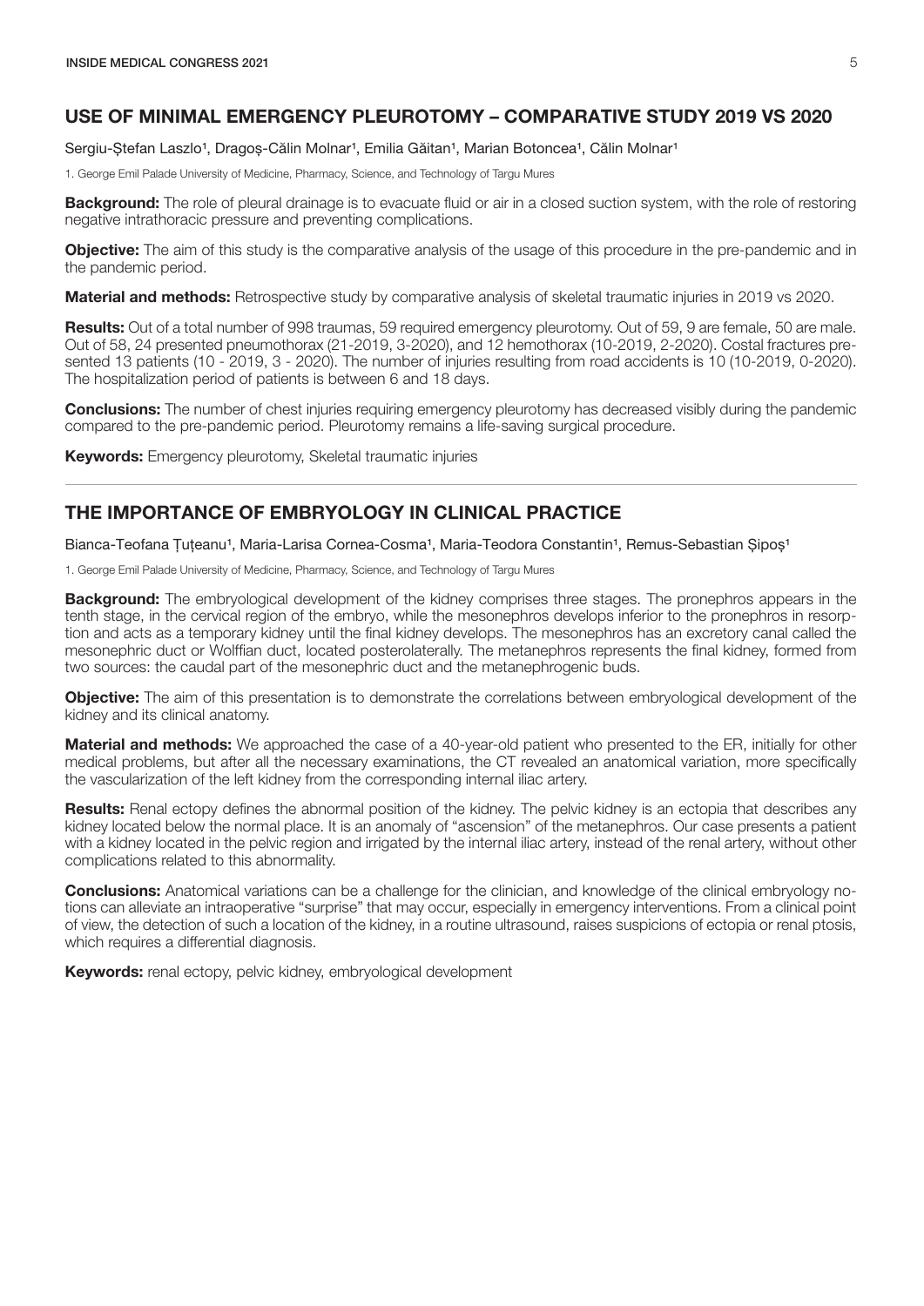## USE OF MINIMAL EMERGENCY PLEUROTOMY – COMPARATIVE STUDY 2019 VS 2020

Sergiu-Ștefan Laszlo[1], Dragoș-Călin Molnar[1], Emilia Găitan[1], Marian Botoncea[1], Călin Molnar[1]

1. George Emil Palade University of Medicine, Pharmacy, Science, and Technology of Targu Mures

**Background:** The role of pleural drainage is to evacuate fluid or air in a closed suction system, with the role of restoring negative intrathoracic pressure and preventing complications.

**Objective:** The aim of this study is the comparative analysis of the usage of this procedure in the pre-pandemic and in the pandemic period.

**Material and methods:** Retrospective study by comparative analysis of skeletal traumatic injuries in 2019 vs 2020.

**Results:** Out of a total number of 998 traumas, 59 required emergency pleurotomy. Out of 59, 9 are female, 50 are male. Out of 58, 24 presented pneumothorax (21-2019, 3-2020), and 12 hemothorax (10-2019, 2-2020). Costal fractures presented 13 patients (10 - 2019, 3 - 2020). The number of injuries resulting from road accidents is 10 (10-2019, 0-2020). The hospitalization period of patients is between 6 and 18 days.

**Conclusions:** The number of chest injuries requiring emergency pleurotomy has decreased visibly during the pandemic compared to the pre-pandemic period. Pleurotomy remains a life-saving surgical procedure.

**Keywords:** Emergency pleurotomy, Skeletal traumatic injuries

---

## THE IMPORTANCE OF EMBRYOLOGY IN CLINICAL PRACTICE

Bianca-Teofana Țuțeanu[1], Maria-Larisa Cornea-Cosma[1], Maria-Teodora Constantin[1], Remus-Sebastian Șipoș[1]

1. George Emil Palade University of Medicine, Pharmacy, Science, and Technology of Targu Mures

**Background:** The embryological development of the kidney comprises three stages. The pronephros appears in the tenth stage, in the cervical region of the embryo, while the mesonephros develops inferior to the pronephros in resorption and acts as a temporary kidney until the final kidney develops. The mesonephros has an excretory canal called the mesonephric duct or Wolffian duct, located posterolaterally. The metanephros represents the final kidney, formed from two sources: the caudal part of the mesonephric duct and the metanephrogenic buds.

**Objective:** The aim of this presentation is to demonstrate the correlations between embryological development of the kidney and its clinical anatomy.

**Material and methods:** We approached the case of a 40-year-old patient who presented to the ER, initially for other medical problems, but after all the necessary examinations, the CT revealed an anatomical variation, more specifically the vascularization of the left kidney from the corresponding internal iliac artery.

**Results:** Renal ectopy defines the abnormal position of the kidney. The pelvic kidney is an ectopia that describes any kidney located below the normal place. It is an anomaly of "ascension" of the metanephros. Our case presents a patient with a kidney located in the pelvic region and irrigated by the internal iliac artery, instead of the renal artery, without other complications related to this abnormality.

**Conclusions:** Anatomical variations can be a challenge for the clinician, and knowledge of the clinical embryology notions can alleviate an intraoperative "surprise" that may occur, especially in emergency interventions. From a clinical point of view, the detection of such a location of the kidney, in a routine ultrasound, raises suspicions of ectopia or renal ptosis, which requires a differential diagnosis.

**Keywords:** renal ectopy, pelvic kidney, embryological development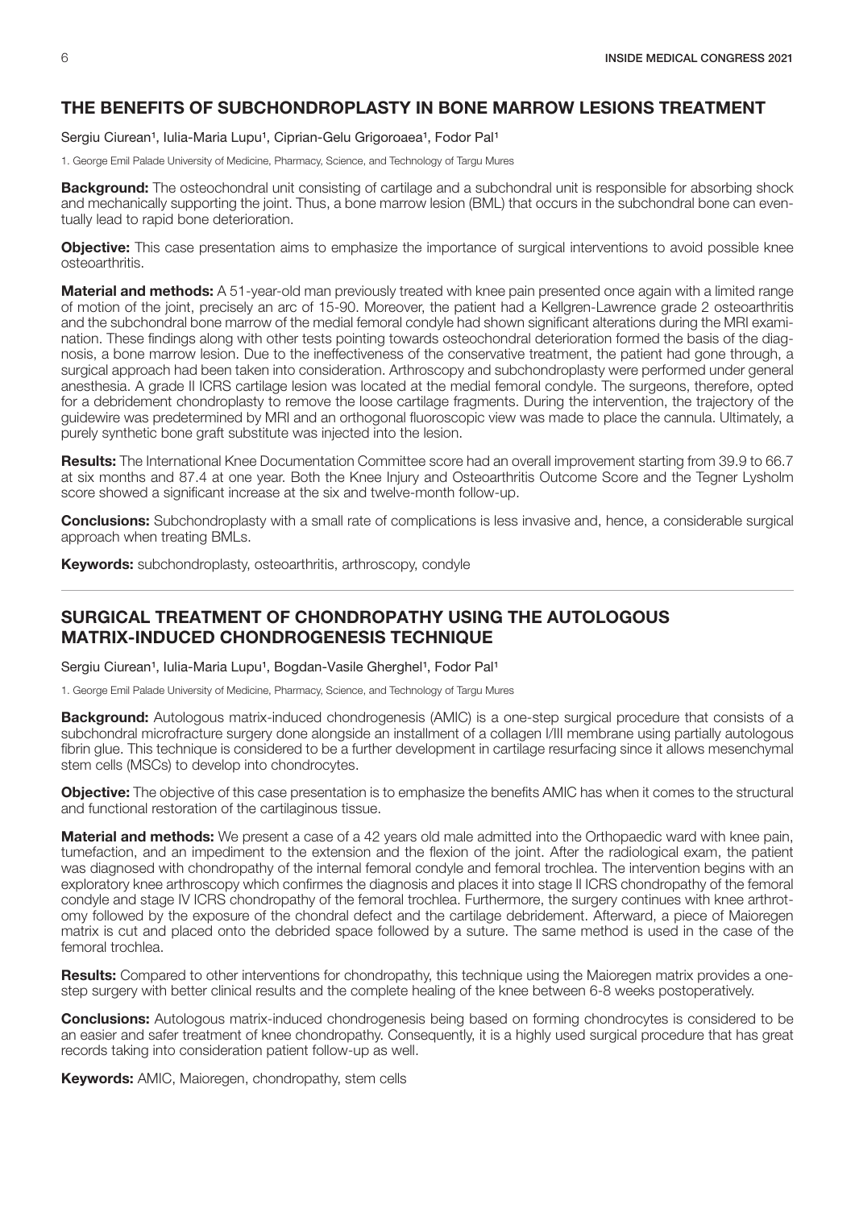## THE BENEFITS OF SUBCHONDROPLASTY IN BONE MARROW LESIONS TREATMENT

Sergiu Ciurean[1], Iulia-Maria Lupu[1], Ciprian-Gelu Grigoroaea[1], Fodor Pal[1]

1. George Emil Palade University of Medicine, Pharmacy, Science, and Technology of Targu Mures

**Background:** The osteochondral unit consisting of cartilage and a subchondral unit is responsible for absorbing shock and mechanically supporting the joint. Thus, a bone marrow lesion (BML) that occurs in the subchondral bone can eventually lead to rapid bone deterioration.

**Objective:** This case presentation aims to emphasize the importance of surgical interventions to avoid possible knee osteoarthritis.

**Material and methods:** A 51-year-old man previously treated with knee pain presented once again with a limited range of motion of the joint, precisely an arc of 15-90. Moreover, the patient had a Kellgren-Lawrence grade 2 osteoarthritis and the subchondral bone marrow of the medial femoral condyle had shown significant alterations during the MRI examination. These findings along with other tests pointing towards osteochondral deterioration formed the basis of the diagnosis, a bone marrow lesion. Due to the ineffectiveness of the conservative treatment, the patient had gone through, a surgical approach had been taken into consideration. Arthroscopy and subchondroplasty were performed under general anesthesia. A grade II ICRS cartilage lesion was located at the medial femoral condyle. The surgeons, therefore, opted for a debridement chondroplasty to remove the loose cartilage fragments. During the intervention, the trajectory of the guidewire was predetermined by MRI and an orthogonal fluoroscopic view was made to place the cannula. Ultimately, a purely synthetic bone graft substitute was injected into the lesion.

**Results:** The International Knee Documentation Committee score had an overall improvement starting from 39.9 to 66.7 at six months and 87.4 at one year. Both the Knee Injury and Osteoarthritis Outcome Score and the Tegner Lysholm score showed a significant increase at the six and twelve-month follow-up.

**Conclusions:** Subchondroplasty with a small rate of complications is less invasive and, hence, a considerable surgical approach when treating BMLs.

**Keywords:** subchondroplasty, osteoarthritis, arthroscopy, condyle

---

## SURGICAL TREATMENT OF CHONDROPATHY USING THE AUTOLOGOUS MATRIX-INDUCED CHONDROGENESIS TECHNIQUE

Sergiu Ciurean[1], Iulia-Maria Lupu[1], Bogdan-Vasile Gherghel[1], Fodor Pal[1]

1. George Emil Palade University of Medicine, Pharmacy, Science, and Technology of Targu Mures

**Background:** Autologous matrix-induced chondrogenesis (AMIC) is a one-step surgical procedure that consists of a subchondral microfracture surgery done alongside an installment of a collagen I/III membrane using partially autologous fibrin glue. This technique is considered to be a further development in cartilage resurfacing since it allows mesenchymal stem cells (MSCs) to develop into chondrocytes.

**Objective:** The objective of this case presentation is to emphasize the benefits AMIC has when it comes to the structural and functional restoration of the cartilaginous tissue.

**Material and methods:** We present a case of a 42 years old male admitted into the Orthopaedic ward with knee pain, tumefaction, and an impediment to the extension and the flexion of the joint. After the radiological exam, the patient was diagnosed with chondropathy of the internal femoral condyle and femoral trochlea. The intervention begins with an exploratory knee arthroscopy which confirmes the diagnosis and places it into stage II ICRS chondropathy of the femoral condyle and stage IV ICRS chondropathy of the femoral trochlea. Furthermore, the surgery continues with knee arthrotomy followed by the exposure of the chondral defect and the cartilage debridement. Afterward, a piece of Maioregen matrix is cut and placed onto the debrided space followed by a suture. The same method is used in the case of the femoral trochlea.

**Results:** Compared to other interventions for chondropathy, this technique using the Maioregen matrix provides a one-step surgery with better clinical results and the complete healing of the knee between 6-8 weeks postoperatively.

**Conclusions:** Autologous matrix-induced chondrogenesis being based on forming chondrocytes is considered to be an easier and safer treatment of knee chondropathy. Consequently, it is a highly used surgical procedure that has great records taking into consideration patient follow-up as well.

**Keywords:** AMIC, Maioregen, chondropathy, stem cells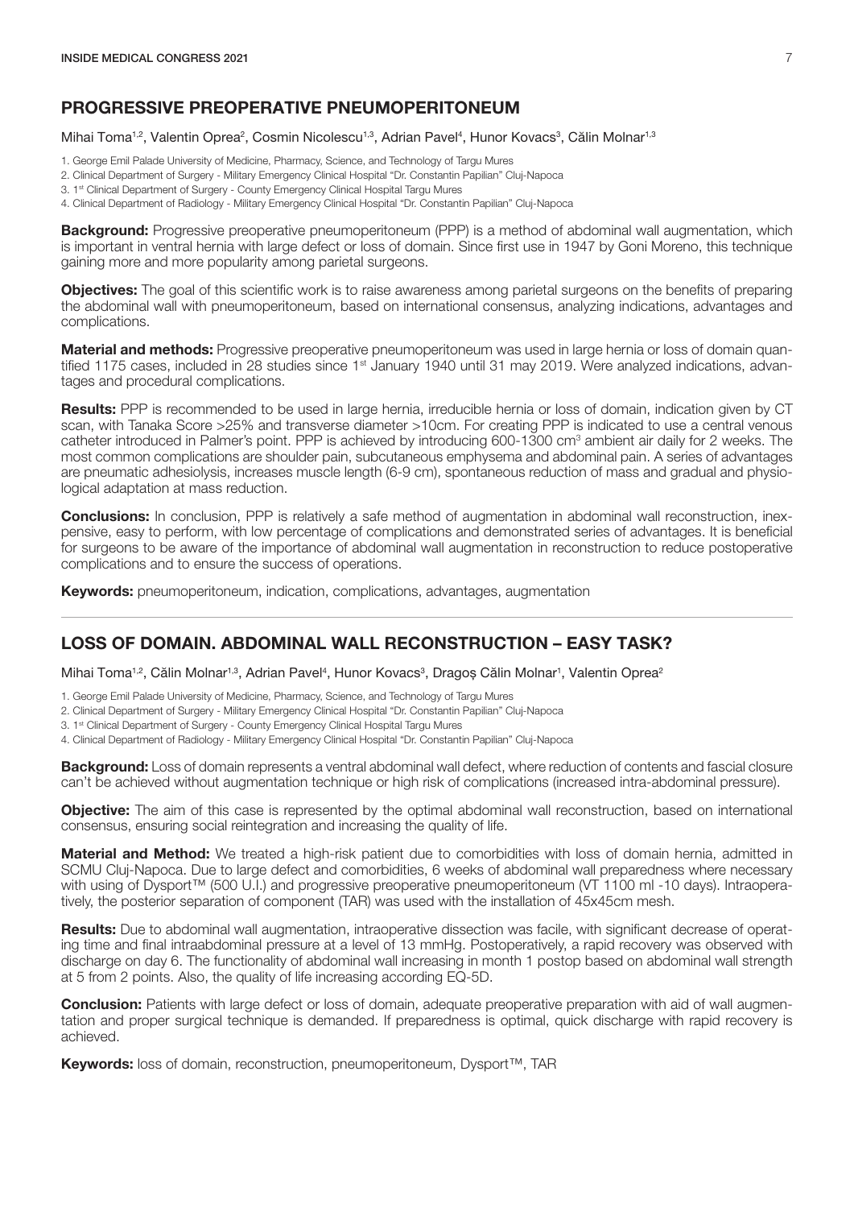## PROGRESSIVE PREOPERATIVE PNEUMOPERITONEUM

Mihai Toma[1,2], Valentin Oprea[2], Cosmin Nicolescu[1,3], Adrian Pavel[4], Hunor Kovacs[3], Călin Molnar[1,3]

1. George Emil Palade University of Medicine, Pharmacy, Science, and Technology of Targu Mures
2. Clinical Department of Surgery - Military Emergency Clinical Hospital "Dr. Constantin Papilian" Cluj-Napoca
3. 1st Clinical Department of Surgery - County Emergency Clinical Hospital Targu Mures
4. Clinical Department of Radiology - Military Emergency Clinical Hospital "Dr. Constantin Papilian" Cluj-Napoca

**Background:** Progressive preoperative pneumoperitoneum (PPP) is a method of abdominal wall augmentation, which is important in ventral hernia with large defect or loss of domain. Since first use in 1947 by Goni Moreno, this technique gaining more and more popularity among parietal surgeons.

**Objectives:** The goal of this scientific work is to raise awareness among parietal surgeons on the benefits of preparing the abdominal wall with pneumoperitoneum, based on international consensus, analyzing indications, advantages and complications.

**Material and methods:** Progressive preoperative pneumoperitoneum was used in large hernia or loss of domain quantified 1175 cases, included in 28 studies since 1st January 1940 until 31 may 2019. Were analyzed indications, advantages and procedural complications.

**Results:** PPP is recommended to be used in large hernia, irreducible hernia or loss of domain, indication given by CT scan, with Tanaka Score >25% and transverse diameter >10cm. For creating PPP is indicated to use a central venous catheter introduced in Palmer's point. PPP is achieved by introducing 600-1300 cm$^3$ ambient air daily for 2 weeks. The most common complications are shoulder pain, subcutaneous emphysema and abdominal pain. A series of advantages are pneumatic adhesiolysis, increases muscle length (6-9 cm), spontaneous reduction of mass and gradual and physiological adaptation at mass reduction.

**Conclusions:** In conclusion, PPP is relatively a safe method of augmentation in abdominal wall reconstruction, inexpensive, easy to perform, with low percentage of complications and demonstrated series of advantages. It is beneficial for surgeons to be aware of the importance of abdominal wall augmentation in reconstruction to reduce postoperative complications and to ensure the success of operations.

**Keywords:** pneumoperitoneum, indication, complications, advantages, augmentation

---

## LOSS OF DOMAIN. ABDOMINAL WALL RECONSTRUCTION – EASY TASK?

Mihai Toma[1,2], Călin Molnar[1,3], Adrian Pavel[4], Hunor Kovacs[3], Dragoș Călin Molnar[1], Valentin Oprea[2]

1. George Emil Palade University of Medicine, Pharmacy, Science, and Technology of Targu Mures
2. Clinical Department of Surgery - Military Emergency Clinical Hospital "Dr. Constantin Papilian" Cluj-Napoca
3. 1st Clinical Department of Surgery - County Emergency Clinical Hospital Targu Mures
4. Clinical Department of Radiology - Military Emergency Clinical Hospital "Dr. Constantin Papilian" Cluj-Napoca

**Background:** Loss of domain represents a ventral abdominal wall defect, where reduction of contents and fascial closure can't be achieved without augmentation technique or high risk of complications (increased intra-abdominal pressure).

**Objective:** The aim of this case is represented by the optimal abdominal wall reconstruction, based on international consensus, ensuring social reintegration and increasing the quality of life.

**Material and Method:** We treated a high-risk patient due to comorbidities with loss of domain hernia, admitted in SCMU Cluj-Napoca. Due to large defect and comorbidities, 6 weeks of abdominal wall preparedness where necessary with using of Dysport™ (500 U.I.) and progressive preoperative pneumoperitoneum (VT 1100 ml -10 days). Intraoperatively, the posterior separation of component (TAR) was used with the installation of 45x45cm mesh.

**Results:** Due to abdominal wall augmentation, intraoperative dissection was facile, with significant decrease of operating time and final intraabdominal pressure at a level of 13 mmHg. Postoperatively, a rapid recovery was observed with discharge on day 6. The functionality of abdominal wall increasing in month 1 postop based on abdominal wall strength at 5 from 2 points. Also, the quality of life increasing according EQ-5D.

**Conclusion:** Patients with large defect or loss of domain, adequate preoperative preparation with aid of wall augmentation and proper surgical technique is demanded. If preparedness is optimal, quick discharge with rapid recovery is achieved.

**Keywords:** loss of domain, reconstruction, pneumoperitoneum, Dysport™, TAR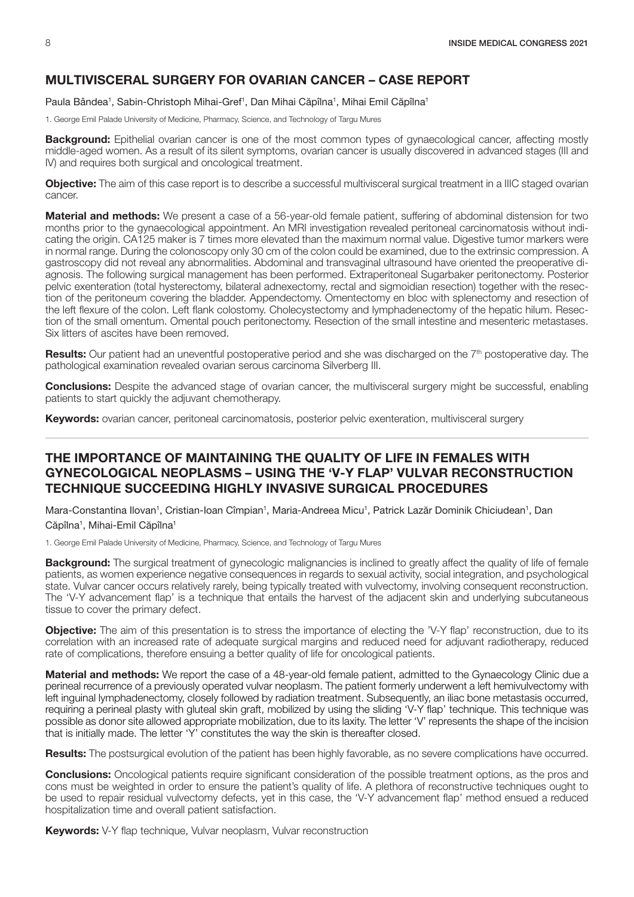## MULTIVISCERAL SURGERY FOR OVARIAN CANCER – CASE REPORT

Paula Bândea[1], Sabin-Christoph Mihai-Gref[1], Dan Mihai Căpîlna[1], Mihai Emil Căpîlna[1]

1. George Emil Palade University of Medicine, Pharmacy, Science, and Technology of Targu Mures

**Background:** Epithelial ovarian cancer is one of the most common types of gynaecological cancer, affecting mostly middle-aged women. As a result of its silent symptoms, ovarian cancer is usually discovered in advanced stages (III and IV) and requires both surgical and oncological treatment.

**Objective:** The aim of this case report is to describe a successful multivisceral surgical treatment in a IIIC staged ovarian cancer.

**Material and methods:** We present a case of a 56-year-old female patient, suffering of abdominal distension for two months prior to the gynaecological appointment. An MRI investigation revealed peritoneal carcinomatosis without indicating the origin. CA125 maker is 7 times more elevated than the maximum normal value. Digestive tumor markers were in normal range. During the colonoscopy only 30 cm of the colon could be examined, due to the extrinsic compression. A gastroscopy did not reveal any abnormalities. Abdominal and transvaginal ultrasound have oriented the preoperative diagnosis. The following surgical management has been performed. Extraperitoneal Sugarbaker peritonectomy. Posterior pelvic exenteration (total hysterectomy, bilateral adnexectomy, rectal and sigmoidian resection) together with the resection of the peritoneum covering the bladder. Appendectomy. Omentectomy en bloc with splenectomy and resection of the left flexure of the colon. Left flank colostomy. Cholecystectomy and lymphadenectomy of the hepatic hilum. Resection of the small omentum. Omental pouch peritonectomy. Resection of the small intestine and mesenteric metastases. Six litters of ascites have been removed.

**Results:** Our patient had an uneventful postoperative period and she was discharged on the 7th postoperative day. The pathological examination revealed ovarian serous carcinoma Silverberg III.

**Conclusions:** Despite the advanced stage of ovarian cancer, the multivisceral surgery might be successful, enabling patients to start quickly the adjuvant chemotherapy.

**Keywords:** ovarian cancer, peritoneal carcinomatosis, posterior pelvic exenteration, multivisceral surgery

---

## THE IMPORTANCE OF MAINTAINING THE QUALITY OF LIFE IN FEMALES WITH GYNECOLOGICAL NEOPLASMS – USING THE 'V-Y FLAP' VULVAR RECONSTRUCTION TECHNIQUE SUCCEEDING HIGHLY INVASIVE SURGICAL PROCEDURES

Mara-Constantina Ilovan[1], Cristian-Ioan Cîmpian[1], Maria-Andreea Micu[1], Patrick Lazăr Dominik Chiciudean[1], Dan Căpîlna[1], Mihai-Emil Căpîlna[1]

1. George Emil Palade University of Medicine, Pharmacy, Science, and Technology of Targu Mures

**Background:** The surgical treatment of gynecologic malignancies is inclined to greatly affect the quality of life of female patients, as women experience negative consequences in regards to sexual activity, social integration, and psychological state. Vulvar cancer occurs relatively rarely, being typically treated with vulvectomy, involving consequent reconstruction. The 'V-Y advancement flap' is a technique that entails the harvest of the adjacent skin and underlying subcutaneous tissue to cover the primary defect.

**Objective:** The aim of this presentation is to stress the importance of electing the 'V-Y flap' reconstruction, due to its correlation with an increased rate of adequate surgical margins and reduced need for adjuvant radiotherapy, reduced rate of complications, therefore ensuing a better quality of life for oncological patients.

**Material and methods:** We report the case of a 48-year-old female patient, admitted to the Gynaecology Clinic due a perineal recurrence of a previously operated vulvar neoplasm. The patient formerly underwent a left hemivulvectomy with left inguinal lymphadenectomy, closely followed by radiation treatment. Subsequently, an iliac bone metastasis occurred, requiring a perineal plasty with gluteal skin graft, mobilized by using the sliding 'V-Y flap' technique. This technique was possible as donor site allowed appropriate mobilization, due to its laxity. The letter 'V' represents the shape of the incision that is initially made. The letter 'Y' constitutes the way the skin is thereafter closed.

**Results:** The postsurgical evolution of the patient has been highly favorable, as no severe complications have occurred.

**Conclusions:** Oncological patients require significant consideration of the possible treatment options, as the pros and cons must be weighted in order to ensure the patient's quality of life. A plethora of reconstructive techniques ought to be used to repair residual vulvectomy defects, yet in this case, the 'V-Y advancement flap' method ensued a reduced hospitalization time and overall patient satisfaction.

**Keywords:** V-Y flap technique, Vulvar neoplasm, Vulvar reconstruction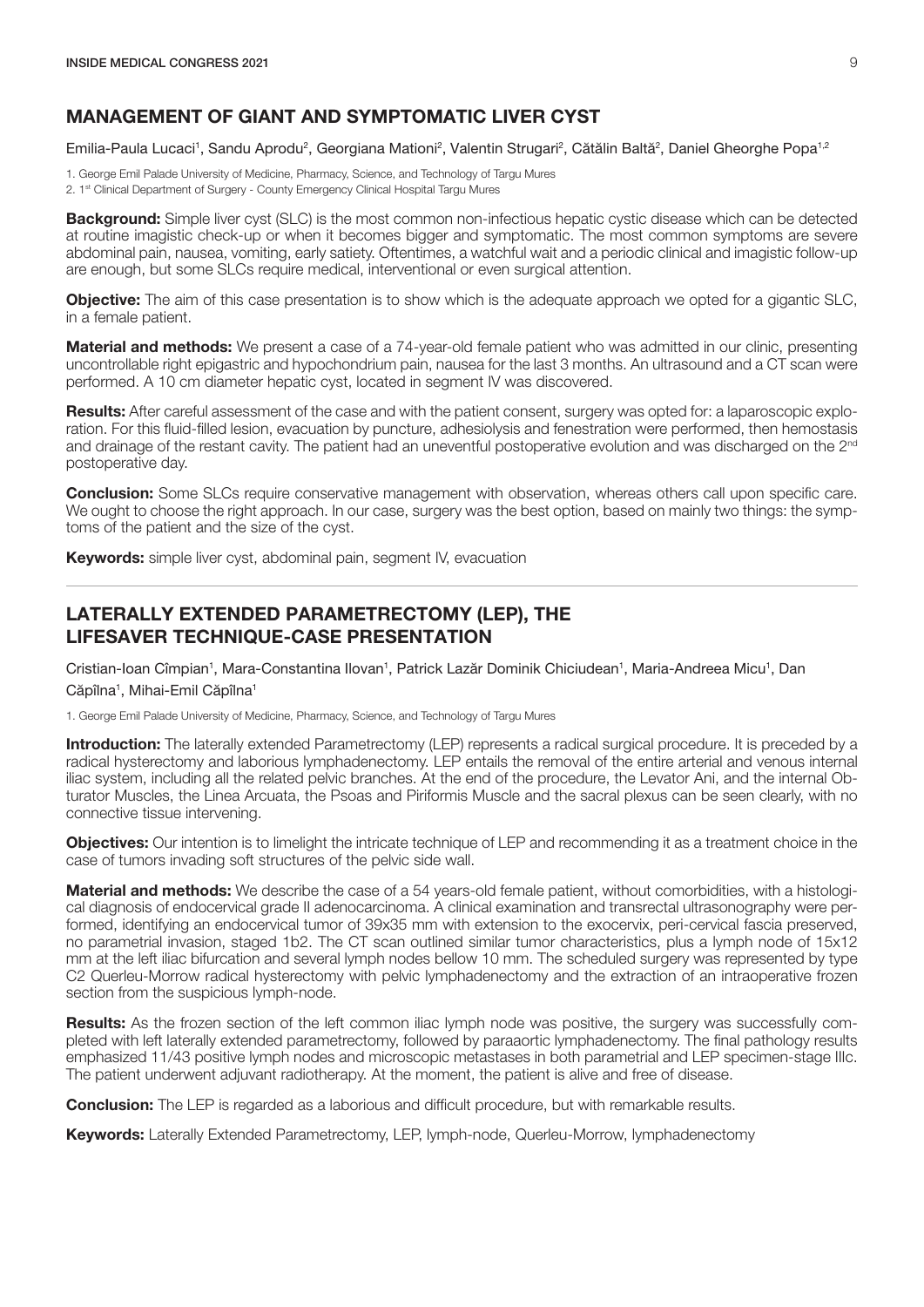## MANAGEMENT OF GIANT AND SYMPTOMATIC LIVER CYST

Emilia-Paula Lucaci[1], Sandu Aprodu[2], Georgiana Mationi[2], Valentin Strugari[2], Cătălin Baltă[2], Daniel Gheorghe Popa[1,2]

1. George Emil Palade University of Medicine, Pharmacy, Science, and Technology of Targu Mures
2. 1st Clinical Department of Surgery - County Emergency Clinical Hospital Targu Mures

**Background:** Simple liver cyst (SLC) is the most common non-infectious hepatic cystic disease which can be detected at routine imagistic check-up or when it becomes bigger and symptomatic. The most common symptoms are severe abdominal pain, nausea, vomiting, early satiety. Oftentimes, a watchful wait and a periodic clinical and imagistic follow-up are enough, but some SLCs require medical, interventional or even surgical attention.

**Objective:** The aim of this case presentation is to show which is the adequate approach we opted for a gigantic SLC, in a female patient.

**Material and methods:** We present a case of a 74-year-old female patient who was admitted in our clinic, presenting uncontrollable right epigastric and hypochondrium pain, nausea for the last 3 months. An ultrasound and a CT scan were performed. A 10 cm diameter hepatic cyst, located in segment IV was discovered.

**Results:** After careful assessment of the case and with the patient consent, surgery was opted for: a laparoscopic exploration. For this fluid-filled lesion, evacuation by puncture, adhesiolysis and fenestration were performed, then hemostasis and drainage of the restant cavity. The patient had an uneventful postoperative evolution and was discharged on the 2nd postoperative day.

**Conclusion:** Some SLCs require conservative management with observation, whereas others call upon specific care. We ought to choose the right approach. In our case, surgery was the best option, based on mainly two things: the symptoms of the patient and the size of the cyst.

**Keywords:** simple liver cyst, abdominal pain, segment IV, evacuation

---

## LATERALLY EXTENDED PARAMETRECTOMY (LEP), THE LIFESAVER TECHNIQUE-CASE PRESENTATION

Cristian-Ioan Cîmpian[1], Mara-Constantina Ilovan[1], Patrick Lazăr Dominik Chiciudean[1], Maria-Andreea Micu[1], Dan Căpîlna[1], Mihai-Emil Căpîlna[1]

1. George Emil Palade University of Medicine, Pharmacy, Science, and Technology of Targu Mures

**Introduction:** The laterally extended Parametrectomy (LEP) represents a radical surgical procedure. It is preceded by a radical hysterectomy and laborious lymphadenectomy. LEP entails the removal of the entire arterial and venous internal iliac system, including all the related pelvic branches. At the end of the procedure, the Levator Ani, and the internal Obturator Muscles, the Linea Arcuata, the Psoas and Piriformis Muscle and the sacral plexus can be seen clearly, with no connective tissue intervening.

**Objectives:** Our intention is to limelight the intricate technique of LEP and recommending it as a treatment choice in the case of tumors invading soft structures of the pelvic side wall.

**Material and methods:** We describe the case of a 54 years-old female patient, without comorbidities, with a histological diagnosis of endocervical grade II adenocarcinoma. A clinical examination and transrectal ultrasonography were performed, identifying an endocervical tumor of 39x35 mm with extension to the exocervix, peri-cervical fascia preserved, no parametrial invasion, staged 1b2. The CT scan outlined similar tumor characteristics, plus a lymph node of 15x12 mm at the left iliac bifurcation and several lymph nodes bellow 10 mm. The scheduled surgery was represented by type C2 Querleu-Morrow radical hysterectomy with pelvic lymphadenectomy and the extraction of an intraoperative frozen section from the suspicious lymph-node.

**Results:** As the frozen section of the left common iliac lymph node was positive, the surgery was successfully completed with left laterally extended parametrectomy, followed by paraaortic lymphadenectomy. The final pathology results emphasized 11/43 positive lymph nodes and microscopic metastases in both parametrial and LEP specimen-stage IIIc. The patient underwent adjuvant radiotherapy. At the moment, the patient is alive and free of disease.

**Conclusion:** The LEP is regarded as a laborious and difficult procedure, but with remarkable results.

**Keywords:** Laterally Extended Parametrectomy, LEP, lymph-node, Querleu-Morrow, lymphadenectomy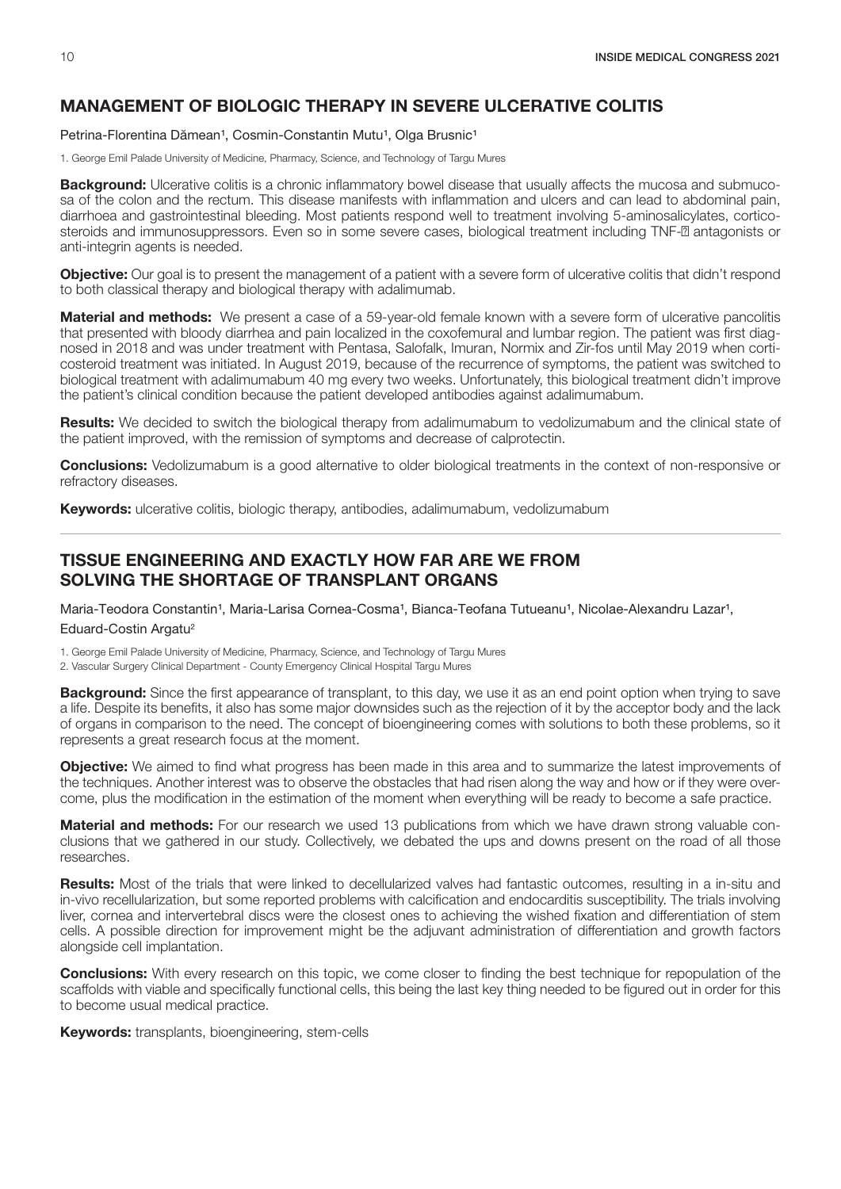## MANAGEMENT OF BIOLOGIC THERAPY IN SEVERE ULCERATIVE COLITIS

Petrina-Florentina Dămean[1], Cosmin-Constantin Mutu[1], Olga Brusnic[1]

1. George Emil Palade University of Medicine, Pharmacy, Science, and Technology of Targu Mures

**Background:** Ulcerative colitis is a chronic inflammatory bowel disease that usually affects the mucosa and submucosa of the colon and the rectum. This disease manifests with inflammation and ulcers and can lead to abdominal pain, diarrhoea and gastrointestinal bleeding. Most patients respond well to treatment involving 5-aminosalicylates, corticosteroids and immunosuppressors. Even so in some severe cases, biological treatment including TNF-� antagonists or anti-integrin agents is needed.

**Objective:** Our goal is to present the management of a patient with a severe form of ulcerative colitis that didn't respond to both classical therapy and biological therapy with adalimumab.

**Material and methods:** We present a case of a 59-year-old female known with a severe form of ulcerative pancolitis that presented with bloody diarrhea and pain localized in the coxofemural and lumbar region. The patient was first diagnosed in 2018 and was under treatment with Pentasa, Salofalk, Imuran, Normix and Zir-fos until May 2019 when corticosteroid treatment was initiated. In August 2019, because of the recurrence of symptoms, the patient was switched to biological treatment with adalimumabum 40 mg every two weeks. Unfortunately, this biological treatment didn't improve the patient's clinical condition because the patient developed antibodies against adalimumabum.

**Results:** We decided to switch the biological therapy from adalimumabum to vedolizumabum and the clinical state of the patient improved, with the remission of symptoms and decrease of calprotectin.

**Conclusions:** Vedolizumabum is a good alternative to older biological treatments in the context of non-responsive or refractory diseases.

**Keywords:** ulcerative colitis, biologic therapy, antibodies, adalimumabum, vedolizumabum

---

## TISSUE ENGINEERING AND EXACTLY HOW FAR ARE WE FROM SOLVING THE SHORTAGE OF TRANSPLANT ORGANS

Maria-Teodora Constantin[1], Maria-Larisa Cornea-Cosma[1], Bianca-Teofana Tutueanu[1], Nicolae-Alexandru Lazar[1], Eduard-Costin Argatu[2]

1. George Emil Palade University of Medicine, Pharmacy, Science, and Technology of Targu Mures
2. Vascular Surgery Clinical Department - County Emergency Clinical Hospital Targu Mures

**Background:** Since the first appearance of transplant, to this day, we use it as an end point option when trying to save a life. Despite its benefits, it also has some major downsides such as the rejection of it by the acceptor body and the lack of organs in comparison to the need. The concept of bioengineering comes with solutions to both these problems, so it represents a great research focus at the moment.

**Objective:** We aimed to find what progress has been made in this area and to summarize the latest improvements of the techniques. Another interest was to observe the obstacles that had risen along the way and how or if they were overcome, plus the modification in the estimation of the moment when everything will be ready to become a safe practice.

**Material and methods:** For our research we used 13 publications from which we have drawn strong valuable conclusions that we gathered in our study. Collectively, we debated the ups and downs present on the road of all those researches.

**Results:** Most of the trials that were linked to decellularized valves had fantastic outcomes, resulting in a in-situ and in-vivo recellularization, but some reported problems with calcification and endocarditis susceptibility. The trials involving liver, cornea and intervertebral discs were the closest ones to achieving the wished fixation and differentiation of stem cells. A possible direction for improvement might be the adjuvant administration of differentiation and growth factors alongside cell implantation.

**Conclusions:** With every research on this topic, we come closer to finding the best technique for repopulation of the scaffolds with viable and specifically functional cells, this being the last key thing needed to be figured out in order for this to become usual medical practice.

**Keywords:** transplants, bioengineering, stem-cells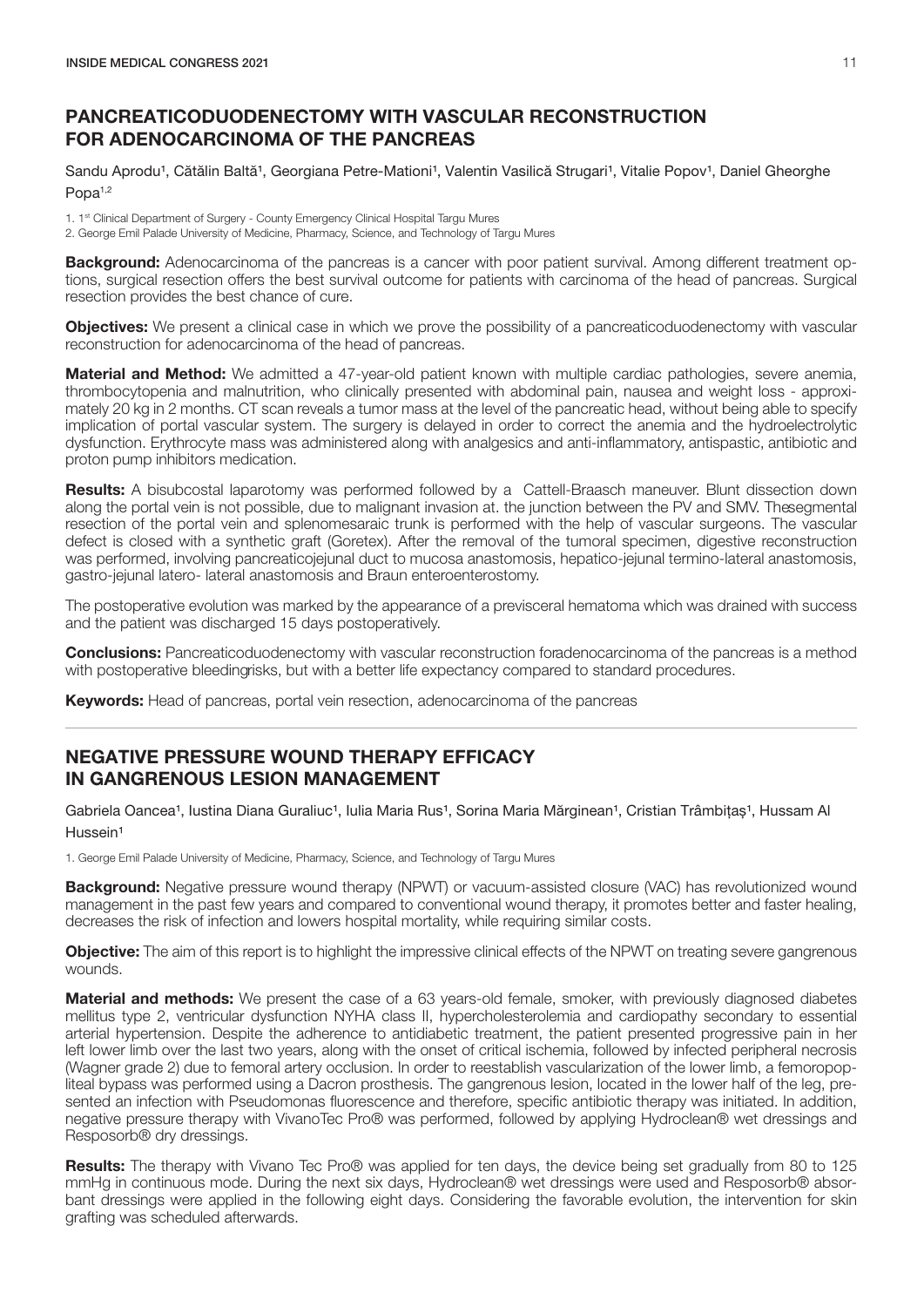## PANCREATICODUODENECTOMY WITH VASCULAR RECONSTRUCTION FOR ADENOCARCINOMA OF THE PANCREAS

Sandu Aprodu[1], Cătălin Baltă[1], Georgiana Petre-Mationi[1], Valentin Vasilică Strugari[1], Vitalie Popov[1], Daniel Gheorghe Popa[1,2]

1. 1st Clinical Department of Surgery - County Emergency Clinical Hospital Targu Mures
2. George Emil Palade University of Medicine, Pharmacy, Science, and Technology of Targu Mures

**Background:** Adenocarcinoma of the pancreas is a cancer with poor patient survival. Among different treatment options, surgical resection offers the best survival outcome for patients with carcinoma of the head of pancreas. Surgical resection provides the best chance of cure.

**Objectives:** We present a clinical case in which we prove the possibility of a pancreaticoduodenectomy with vascular reconstruction for adenocarcinoma of the head of pancreas.

**Material and Method:** We admitted a 47-year-old patient known with multiple cardiac pathologies, severe anemia, thrombocytopenia and malnutrition, who clinically presented with abdominal pain, nausea and weight loss - approximately 20 kg in 2 months. CT scan reveals a tumor mass at the level of the pancreatic head, without being able to specify implication of portal vascular system. The surgery is delayed in order to correct the anemia and the hydroelectrolytic dysfunction. Erythrocyte mass was administered along with analgesics and anti-inflammatory, antispastic, antibiotic and proton pump inhibitors medication.

**Results:** A bisubcostal laparotomy was performed followed by a Cattell-Braasch maneuver. Blunt dissection down along the portal vein is not possible, due to malignant invasion at. the junction between the PV and SMV. Thesegmental resection of the portal vein and splenomesaraic trunk is performed with the help of vascular surgeons. The vascular defect is closed with a synthetic graft (Goretex). After the removal of the tumoral specimen, digestive reconstruction was performed, involving pancreaticojejunal duct to mucosa anastomosis, hepatico-jejunal termino-lateral anastomosis, gastro-jejunal latero- lateral anastomosis and Braun enteroenterostomy.

The postoperative evolution was marked by the appearance of a previsceral hematoma which was drained with success and the patient was discharged 15 days postoperatively.

**Conclusions:** Pancreaticoduodenectomy with vascular reconstruction foradenocarcinoma of the pancreas is a method with postoperative bleedingrisks, but with a better life expectancy compared to standard procedures.

**Keywords:** Head of pancreas, portal vein resection, adenocarcinoma of the pancreas

---

## NEGATIVE PRESSURE WOUND THERAPY EFFICACY IN GANGRENOUS LESION MANAGEMENT

Gabriela Oancea[1], Iustina Diana Guraliuc[1], Iulia Maria Rus[1], Sorina Maria Mărginean[1], Cristian Trâmbițaș[1], Hussam Al Hussein[1]

1. George Emil Palade University of Medicine, Pharmacy, Science, and Technology of Targu Mures

**Background:** Negative pressure wound therapy (NPWT) or vacuum-assisted closure (VAC) has revolutionized wound management in the past few years and compared to conventional wound therapy, it promotes better and faster healing, decreases the risk of infection and lowers hospital mortality, while requiring similar costs.

**Objective:** The aim of this report is to highlight the impressive clinical effects of the NPWT on treating severe gangrenous wounds.

**Material and methods:** We present the case of a 63 years-old female, smoker, with previously diagnosed diabetes mellitus type 2, ventricular dysfunction NYHA class II, hypercholesterolemia and cardiopathy secondary to essential arterial hypertension. Despite the adherence to antidiabetic treatment, the patient presented progressive pain in her left lower limb over the last two years, along with the onset of critical ischemia, followed by infected peripheral necrosis (Wagner grade 2) due to femoral artery occlusion. In order to reestablish vascularization of the lower limb, a femoropopliteal bypass was performed using a Dacron prosthesis. The gangrenous lesion, located in the lower half of the leg, presented an infection with Pseudomonas fluorescence and therefore, specific antibiotic therapy was initiated. In addition, negative pressure therapy with VivanoTec Pro® was performed, followed by applying Hydroclean® wet dressings and Resposorb® dry dressings.

**Results:** The therapy with Vivano Tec Pro® was applied for ten days, the device being set gradually from 80 to 125 mmHg in continuous mode. During the next six days, Hydroclean® wet dressings were used and Resposorb® absorbant dressings were applied in the following eight days. Considering the favorable evolution, the intervention for skin grafting was scheduled afterwards.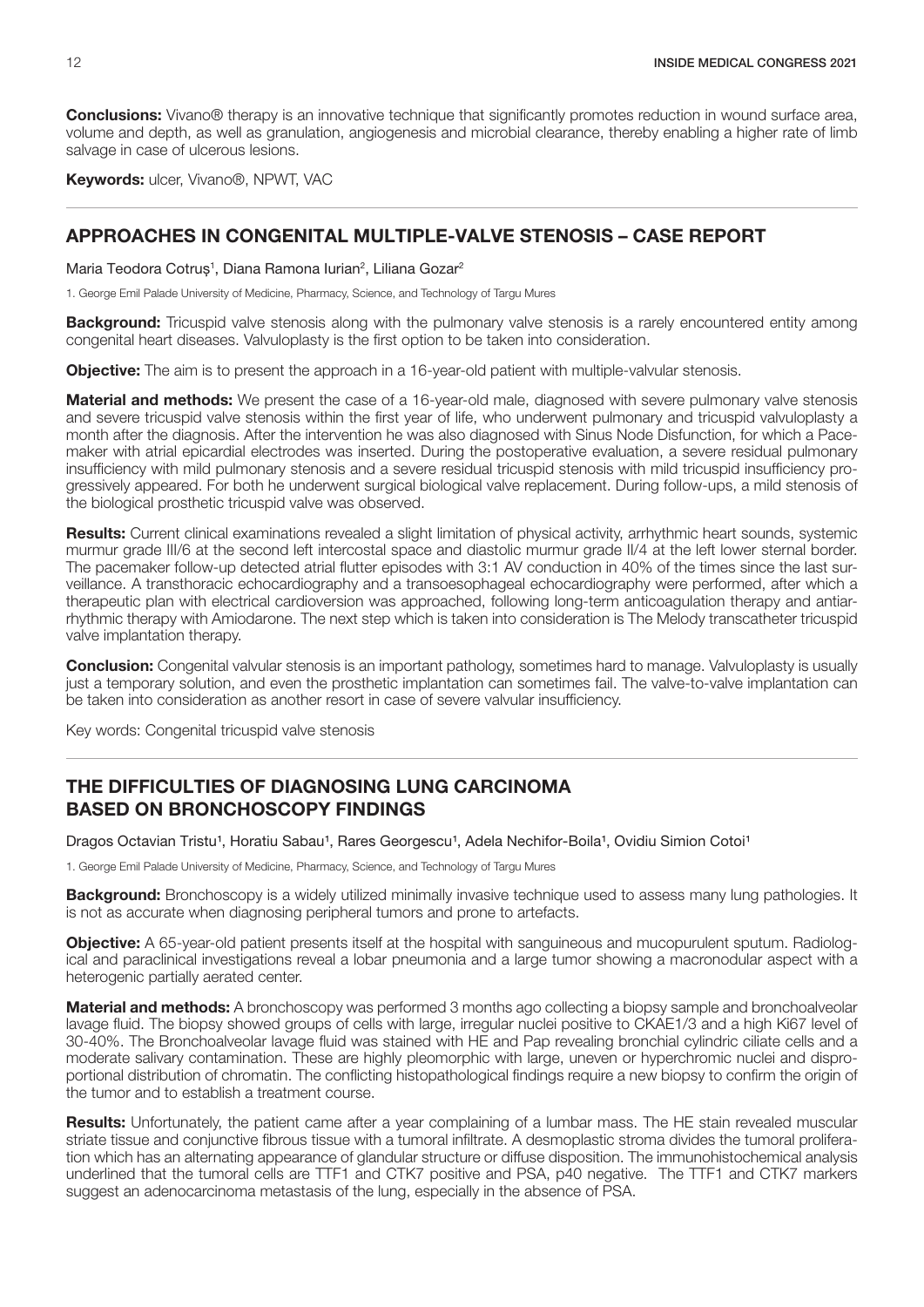**Conclusions:** Vivano® therapy is an innovative technique that significantly promotes reduction in wound surface area, volume and depth, as well as granulation, angiogenesis and microbial clearance, thereby enabling a higher rate of limb salvage in case of ulcerous lesions.

**Keywords:** ulcer, Vivano®, NPWT, VAC

## APPROACHES IN CONGENITAL MULTIPLE-VALVE STENOSIS – CASE REPORT

Maria Teodora Cotruș[1], Diana Ramona Iurian[2], Liliana Gozar[2]

1. George Emil Palade University of Medicine, Pharmacy, Science, and Technology of Targu Mures

**Background:** Tricuspid valve stenosis along with the pulmonary valve stenosis is a rarely encountered entity among congenital heart diseases. Valvuloplasty is the first option to be taken into consideration.

**Objective:** The aim is to present the approach in a 16-year-old patient with multiple-valvular stenosis.

**Material and methods:** We present the case of a 16-year-old male, diagnosed with severe pulmonary valve stenosis and severe tricuspid valve stenosis within the first year of life, who underwent pulmonary and tricuspid valvuloplasty a month after the diagnosis. After the intervention he was also diagnosed with Sinus Node Disfunction, for which a Pacemaker with atrial epicardial electrodes was inserted. During the postoperative evaluation, a severe residual pulmonary insufficiency with mild pulmonary stenosis and a severe residual tricuspid stenosis with mild tricuspid insufficiency progressively appeared. For both he underwent surgical biological valve replacement. During follow-ups, a mild stenosis of the biological prosthetic tricuspid valve was observed.

**Results:** Current clinical examinations revealed a slight limitation of physical activity, arrhythmic heart sounds, systemic murmur grade III/6 at the second left intercostal space and diastolic murmur grade II/4 at the left lower sternal border. The pacemaker follow-up detected atrial flutter episodes with 3:1 AV conduction in 40% of the times since the last surveillance. A transthoracic echocardiography and a transoesophageal echocardiography were performed, after which a therapeutic plan with electrical cardioversion was approached, following long-term anticoagulation therapy and antiarrhythmic therapy with Amiodarone. The next step which is taken into consideration is The Melody transcatheter tricuspid valve implantation therapy.

**Conclusion:** Congenital valvular stenosis is an important pathology, sometimes hard to manage. Valvuloplasty is usually just a temporary solution, and even the prosthetic implantation can sometimes fail. The valve-to-valve implantation can be taken into consideration as another resort in case of severe valvular insufficiency.

Key words: Congenital tricuspid valve stenosis

## THE DIFFICULTIES OF DIAGNOSING LUNG CARCINOMA BASED ON BRONCHOSCOPY FINDINGS

Dragos Octavian Tristu[1], Horatiu Sabau[1], Rares Georgescu[1], Adela Nechifor-Boila[1], Ovidiu Simion Cotoi[1]

1. George Emil Palade University of Medicine, Pharmacy, Science, and Technology of Targu Mures

**Background:** Bronchoscopy is a widely utilized minimally invasive technique used to assess many lung pathologies. It is not as accurate when diagnosing peripheral tumors and prone to artefacts.

**Objective:** A 65-year-old patient presents itself at the hospital with sanguineous and mucopurulent sputum. Radiological and paraclinical investigations reveal a lobar pneumonia and a large tumor showing a macronodular aspect with a heterogenic partially aerated center.

**Material and methods:** A bronchoscopy was performed 3 months ago collecting a biopsy sample and bronchoalveolar lavage fluid. The biopsy showed groups of cells with large, irregular nuclei positive to CKAE1/3 and a high Ki67 level of 30-40%. The Bronchoalveolar lavage fluid was stained with HE and Pap revealing bronchial cylindric ciliate cells and a moderate salivary contamination. These are highly pleomorphic with large, uneven or hyperchromic nuclei and disproportional distribution of chromatin. The conflicting histopathological findings require a new biopsy to confirm the origin of the tumor and to establish a treatment course.

**Results:** Unfortunately, the patient came after a year complaining of a lumbar mass. The HE stain revealed muscular striate tissue and conjunctive fibrous tissue with a tumoral infiltrate. A desmoplastic stroma divides the tumoral proliferation which has an alternating appearance of glandular structure or diffuse disposition. The immunohistochemical analysis underlined that the tumoral cells are TTF1 and CTK7 positive and PSA, p40 negative. The TTF1 and CTK7 markers suggest an adenocarcinoma metastasis of the lung, especially in the absence of PSA.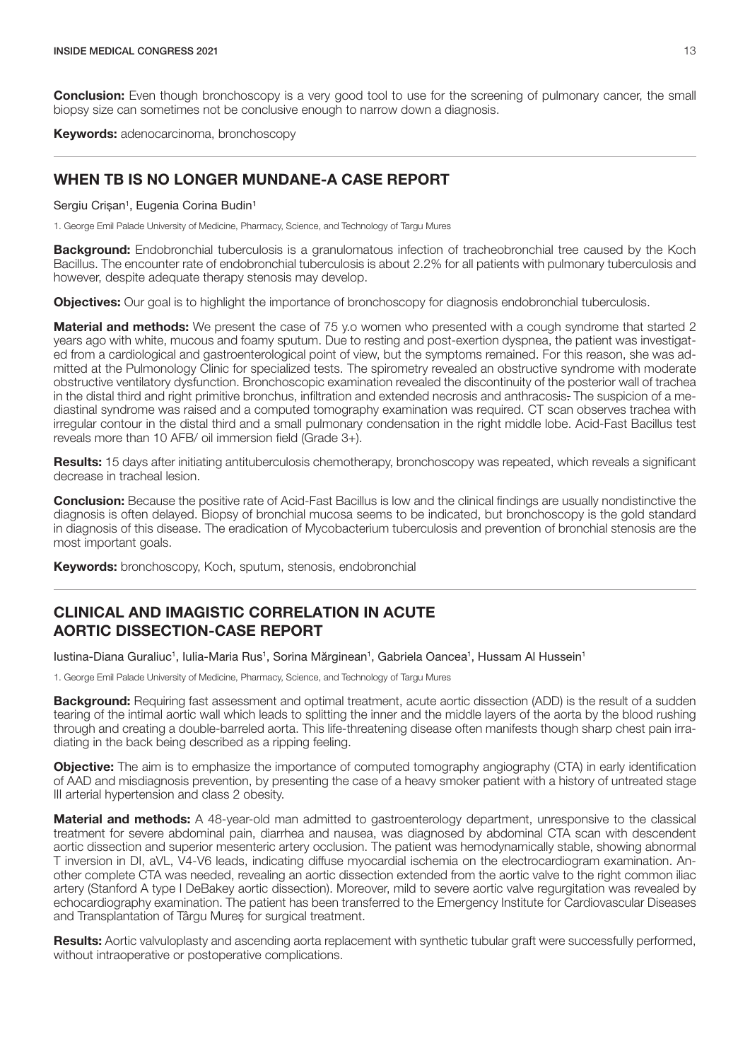**Conclusion:** Even though bronchoscopy is a very good tool to use for the screening of pulmonary cancer, the small biopsy size can sometimes not be conclusive enough to narrow down a diagnosis.

**Keywords:** adenocarcinoma, bronchoscopy

## WHEN TB IS NO LONGER MUNDANE-A CASE REPORT

Sergiu Crișan[1], Eugenia Corina Budin[1]

1. George Emil Palade University of Medicine, Pharmacy, Science, and Technology of Targu Mures

**Background:** Endobronchial tuberculosis is a granulomatous infection of tracheobronchial tree caused by the Koch Bacillus. The encounter rate of endobronchial tuberculosis is about 2.2% for all patients with pulmonary tuberculosis and however, despite adequate therapy stenosis may develop.

**Objectives:** Our goal is to highlight the importance of bronchoscopy for diagnosis endobronchial tuberculosis.

**Material and methods:** We present the case of 75 y.o women who presented with a cough syndrome that started 2 years ago with white, mucous and foamy sputum. Due to resting and post-exertion dyspnea, the patient was investigated from a cardiological and gastroenterological point of view, but the symptoms remained. For this reason, she was admitted at the Pulmonology Clinic for specialized tests. The spirometry revealed an obstructive syndrome with moderate obstructive ventilatory dysfunction. Bronchoscopic examination revealed the discontinuity of the posterior wall of trachea in the distal third and right primitive bronchus, infiltration and extended necrosis and anthracosis. The suspicion of a mediastinal syndrome was raised and a computed tomography examination was required. CT scan observes trachea with irregular contour in the distal third and a small pulmonary condensation in the right middle lobe. Acid-Fast Bacillus test reveals more than 10 AFB/ oil immersion field (Grade 3+).

**Results:** 15 days after initiating antituberculosis chemotherapy, bronchoscopy was repeated, which reveals a significant decrease in tracheal lesion.

**Conclusion:** Because the positive rate of Acid-Fast Bacillus is low and the clinical findings are usually nondistinctive the diagnosis is often delayed. Biopsy of bronchial mucosa seems to be indicated, but bronchoscopy is the gold standard in diagnosis of this disease. The eradication of Mycobacterium tuberculosis and prevention of bronchial stenosis are the most important goals.

**Keywords:** bronchoscopy, Koch, sputum, stenosis, endobronchial

## CLINICAL AND IMAGISTIC CORRELATION IN ACUTE AORTIC DISSECTION-CASE REPORT

Iustina-Diana Guraliuc[1], Iulia-Maria Rus[1], Sorina Mărginean[1], Gabriela Oancea[1], Hussam Al Hussein[1]

1. George Emil Palade University of Medicine, Pharmacy, Science, and Technology of Targu Mures

**Background:** Requiring fast assessment and optimal treatment, acute aortic dissection (ADD) is the result of a sudden tearing of the intimal aortic wall which leads to splitting the inner and the middle layers of the aorta by the blood rushing through and creating a double-barreled aorta. This life-threatening disease often manifests though sharp chest pain irradiating in the back being described as a ripping feeling.

**Objective:** The aim is to emphasize the importance of computed tomography angiography (CTA) in early identification of AAD and misdiagnosis prevention, by presenting the case of a heavy smoker patient with a history of untreated stage III arterial hypertension and class 2 obesity.

**Material and methods:** A 48-year-old man admitted to gastroenterology department, unresponsive to the classical treatment for severe abdominal pain, diarrhea and nausea, was diagnosed by abdominal CTA scan with descendent aortic dissection and superior mesenteric artery occlusion. The patient was hemodynamically stable, showing abnormal T inversion in DI, aVL, V4-V6 leads, indicating diffuse myocardial ischemia on the electrocardiogram examination. Another complete CTA was needed, revealing an aortic dissection extended from the aortic valve to the right common iliac artery (Stanford A type I DeBakey aortic dissection). Moreover, mild to severe aortic valve regurgitation was revealed by echocardiography examination. The patient has been transferred to the Emergency Institute for Cardiovascular Diseases and Transplantation of Târgu Mureș for surgical treatment.

**Results:** Aortic valvuloplasty and ascending aorta replacement with synthetic tubular graft were successfully performed, without intraoperative or postoperative complications.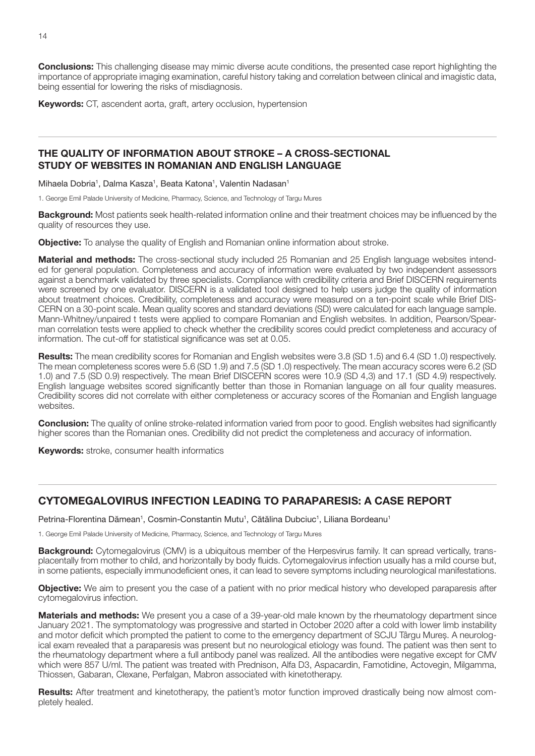**Conclusions:** This challenging disease may mimic diverse acute conditions, the presented case report highlighting the importance of appropriate imaging examination, careful history taking and correlation between clinical and imagistic data, being essential for lowering the risks of misdiagnosis.

**Keywords:** CT, ascendent aorta, graft, artery occlusion, hypertension

---

## THE QUALITY OF INFORMATION ABOUT STROKE – A CROSS-SECTIONAL STUDY OF WEBSITES IN ROMANIAN AND ENGLISH LANGUAGE

Mihaela Dobria[1], Dalma Kasza[1], Beata Katona[1], Valentin Nadasan[1]

1. George Emil Palade University of Medicine, Pharmacy, Science, and Technology of Targu Mures

**Background:** Most patients seek health-related information online and their treatment choices may be influenced by the quality of resources they use.

**Objective:** To analyse the quality of English and Romanian online information about stroke.

**Material and methods:** The cross-sectional study included 25 Romanian and 25 English language websites intended for general population. Completeness and accuracy of information were evaluated by two independent assessors against a benchmark validated by three specialists. Compliance with credibility criteria and Brief DISCERN requirements were screened by one evaluator. DISCERN is a validated tool designed to help users judge the quality of information about treatment choices. Credibility, completeness and accuracy were measured on a ten-point scale while Brief DISCERN on a 30-point scale. Mean quality scores and standard deviations (SD) were calculated for each language sample. Mann-Whitney/unpaired t tests were applied to compare Romanian and English websites. In addition, Pearson/Spearman correlation tests were applied to check whether the credibility scores could predict completeness and accuracy of information. The cut-off for statistical significance was set at 0.05.

**Results:** The mean credibility scores for Romanian and English websites were 3.8 (SD 1.5) and 6.4 (SD 1.0) respectively. The mean completeness scores were 5.6 (SD 1.9) and 7.5 (SD 1.0) respectively. The mean accuracy scores were 6.2 (SD 1.0) and 7.5 (SD 0.9) respectively. The mean Brief DISCERN scores were 10.9 (SD 4,3) and 17.1 (SD 4.9) respectively. English language websites scored significantly better than those in Romanian language on all four quality measures. Credibility scores did not correlate with either completeness or accuracy scores of the Romanian and English language websites.

**Conclusion:** The quality of online stroke-related information varied from poor to good. English websites had significantly higher scores than the Romanian ones. Credibility did not predict the completeness and accuracy of information.

**Keywords:** stroke, consumer health informatics

---

## CYTOMEGALOVIRUS INFECTION LEADING TO PARAPARESIS: A CASE REPORT

Petrina-Florentina Dămean[1], Cosmin-Constantin Mutu[1], Cătălina Dubciuc[1], Liliana Bordeanu[1]

1. George Emil Palade University of Medicine, Pharmacy, Science, and Technology of Targu Mures

**Background:** Cytomegalovirus (CMV) is a ubiquitous member of the Herpesvirus family. It can spread vertically, transplacentally from mother to child, and horizontally by body fluids. Cytomegalovirus infection usually has a mild course but, in some patients, especially immunodeficient ones, it can lead to severe symptoms including neurological manifestations.

**Objective:** We aim to present you the case of a patient with no prior medical history who developed paraparesis after cytomegalovirus infection.

**Materials and methods:** We present you a case of a 39-year-old male known by the rheumatology department since January 2021. The symptomatology was progressive and started in October 2020 after a cold with lower limb instability and motor deficit which prompted the patient to come to the emergency department of SCJU Târgu Mureș. A neurological exam revealed that a paraparesis was present but no neurological etiology was found. The patient was then sent to the rheumatology department where a full antibody panel was realized. All the antibodies were negative except for CMV which were 857 U/ml. The patient was treated with Prednison, Alfa D3, Aspacardin, Famotidine, Actovegin, Milgamma, Thiossen, Gabaran, Clexane, Perfalgan, Mabron associated with kinetotherapy.

**Results:** After treatment and kinetotherapy, the patient's motor function improved drastically being now almost completely healed.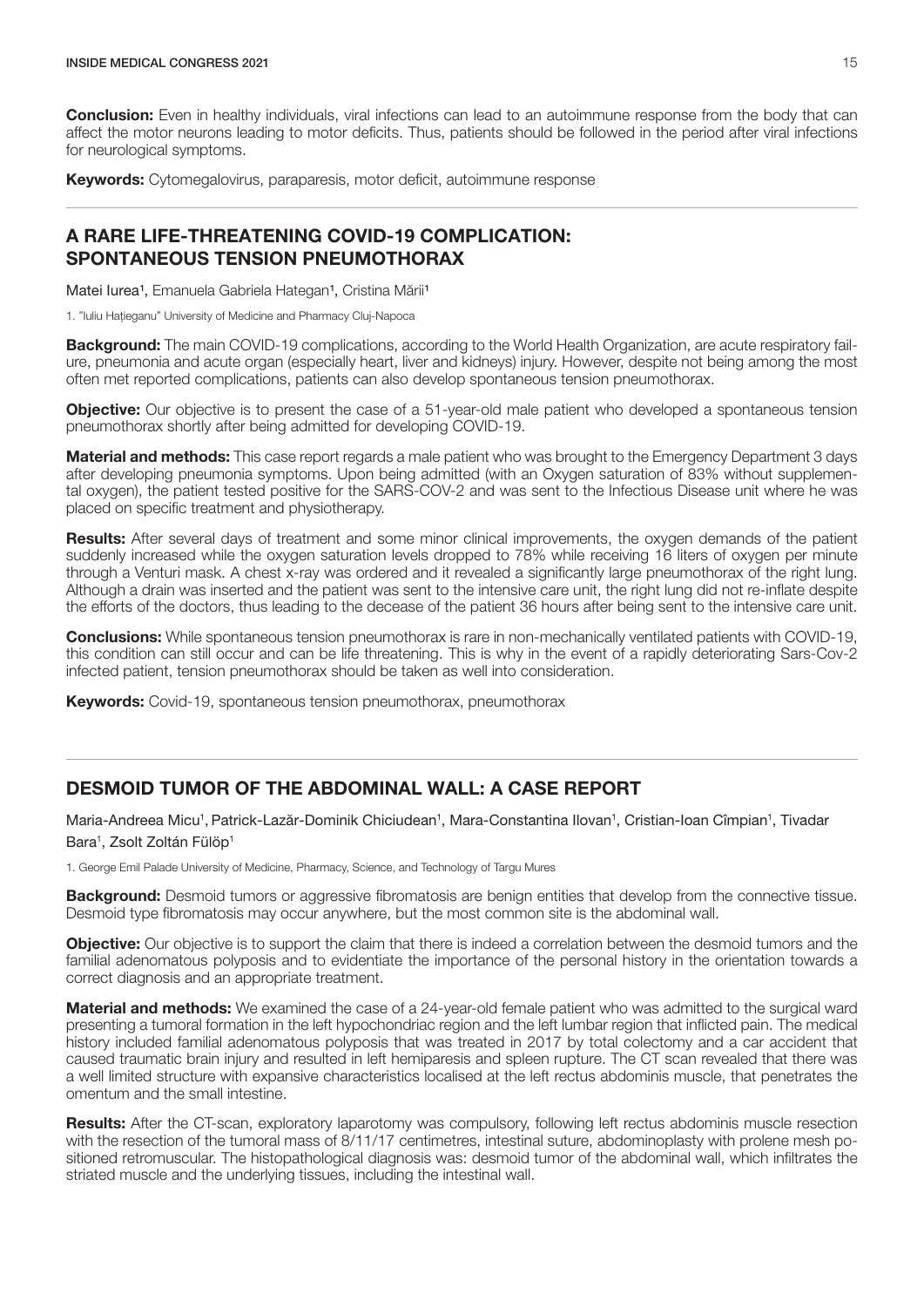**Conclusion:** Even in healthy individuals, viral infections can lead to an autoimmune response from the body that can affect the motor neurons leading to motor deficits. Thus, patients should be followed in the period after viral infections for neurological symptoms.

**Keywords:** Cytomegalovirus, paraparesis, motor deficit, autoimmune response

## A RARE LIFE-THREATENING COVID-19 COMPLICATION: SPONTANEOUS TENSION PNEUMOTHORAX

Matei Iurea[1], Emanuela Gabriela Hategan[1], Cristina Mării[1]

1. "Iuliu Hațieganu" University of Medicine and Pharmacy Cluj-Napoca

**Background:** The main COVID-19 complications, according to the World Health Organization, are acute respiratory failure, pneumonia and acute organ (especially heart, liver and kidneys) injury. However, despite not being among the most often met reported complications, patients can also develop spontaneous tension pneumothorax.

**Objective:** Our objective is to present the case of a 51-year-old male patient who developed a spontaneous tension pneumothorax shortly after being admitted for developing COVID-19.

**Material and methods:** This case report regards a male patient who was brought to the Emergency Department 3 days after developing pneumonia symptoms. Upon being admitted (with an Oxygen saturation of 83% without supplemental oxygen), the patient tested positive for the SARS-COV-2 and was sent to the Infectious Disease unit where he was placed on specific treatment and physiotherapy.

**Results:** After several days of treatment and some minor clinical improvements, the oxygen demands of the patient suddenly increased while the oxygen saturation levels dropped to 78% while receiving 16 liters of oxygen per minute through a Venturi mask. A chest x-ray was ordered and it revealed a significantly large pneumothorax of the right lung. Although a drain was inserted and the patient was sent to the intensive care unit, the right lung did not re-inflate despite the efforts of the doctors, thus leading to the decease of the patient 36 hours after being sent to the intensive care unit.

**Conclusions:** While spontaneous tension pneumothorax is rare in non-mechanically ventilated patients with COVID-19, this condition can still occur and can be life threatening. This is why in the event of a rapidly deteriorating Sars-Cov-2 infected patient, tension pneumothorax should be taken as well into consideration.

**Keywords:** Covid-19, spontaneous tension pneumothorax, pneumothorax

## DESMOID TUMOR OF THE ABDOMINAL WALL: A CASE REPORT

Maria-Andreea Micu[1], Patrick-Lazăr-Dominik Chiciudean[1], Mara-Constantina Ilovan[1], Cristian-Ioan Cîmpian[1], Tivadar Bara[1], Zsolt Zoltán Fülöp[1]

1. George Emil Palade University of Medicine, Pharmacy, Science, and Technology of Targu Mures

**Background:** Desmoid tumors or aggressive fibromatosis are benign entities that develop from the connective tissue. Desmoid type fibromatosis may occur anywhere, but the most common site is the abdominal wall.

**Objective:** Our objective is to support the claim that there is indeed a correlation between the desmoid tumors and the familial adenomatous polyposis and to evidentiate the importance of the personal history in the orientation towards a correct diagnosis and an appropriate treatment.

**Material and methods:** We examined the case of a 24-year-old female patient who was admitted to the surgical ward presenting a tumoral formation in the left hypochondriac region and the left lumbar region that inflicted pain. The medical history included familial adenomatous polyposis that was treated in 2017 by total colectomy and a car accident that caused traumatic brain injury and resulted in left hemiparesis and spleen rupture. The CT scan revealed that there was a well limited structure with expansive characteristics localised at the left rectus abdominis muscle, that penetrates the omentum and the small intestine.

**Results:** After the CT-scan, exploratory laparotomy was compulsory, following left rectus abdominis muscle resection with the resection of the tumoral mass of 8/11/17 centimetres, intestinal suture, abdominoplasty with prolene mesh positioned retromuscular. The histopathological diagnosis was: desmoid tumor of the abdominal wall, which infiltrates the striated muscle and the underlying tissues, including the intestinal wall.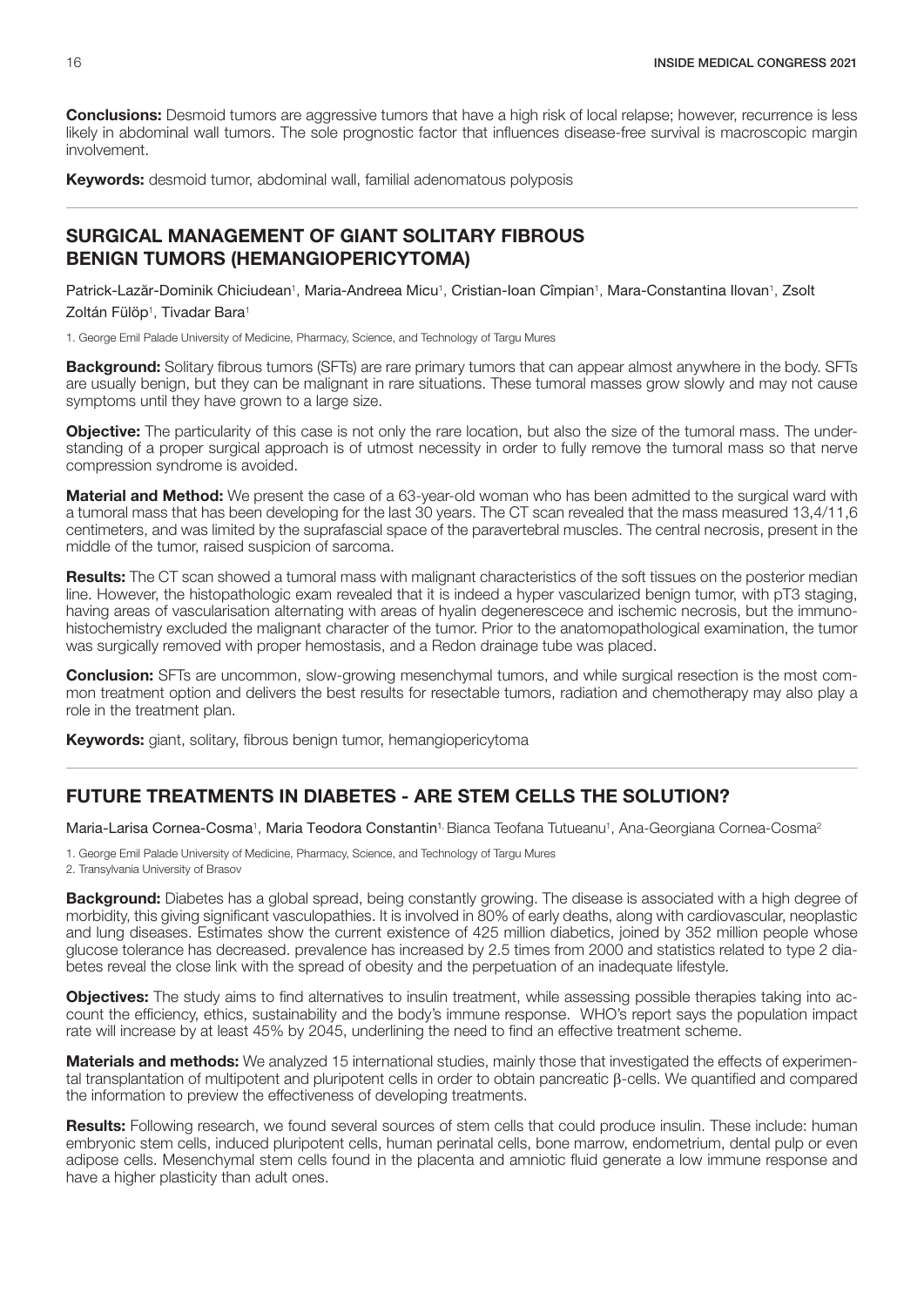**Conclusions:** Desmoid tumors are aggressive tumors that have a high risk of local relapse; however, recurrence is less likely in abdominal wall tumors. The sole prognostic factor that influences disease-free survival is macroscopic margin involvement.

**Keywords:** desmoid tumor, abdominal wall, familial adenomatous polyposis

## SURGICAL MANAGEMENT OF GIANT SOLITARY FIBROUS BENIGN TUMORS (HEMANGIOPERICYTOMA)

Patrick-Lazăr-Dominik Chiciudean[1], Maria-Andreea Micu[1], Cristian-Ioan Cîmpian[1], Mara-Constantina Ilovan[1], Zsolt Zoltán Fülöp[1], Tivadar Bara[1]

1. George Emil Palade University of Medicine, Pharmacy, Science, and Technology of Targu Mures

**Background:** Solitary fibrous tumors (SFTs) are rare primary tumors that can appear almost anywhere in the body. SFTs are usually benign, but they can be malignant in rare situations. These tumoral masses grow slowly and may not cause symptoms until they have grown to a large size.

**Objective:** The particularity of this case is not only the rare location, but also the size of the tumoral mass. The understanding of a proper surgical approach is of utmost necessity in order to fully remove the tumoral mass so that nerve compression syndrome is avoided.

**Material and Method:** We present the case of a 63-year-old woman who has been admitted to the surgical ward with a tumoral mass that has been developing for the last 30 years. The CT scan revealed that the mass measured 13,4/11,6 centimeters, and was limited by the suprafascial space of the paravertebral muscles. The central necrosis, present in the middle of the tumor, raised suspicion of sarcoma.

**Results:** The CT scan showed a tumoral mass with malignant characteristics of the soft tissues on the posterior median line. However, the histopathologic exam revealed that it is indeed a hyper vascularized benign tumor, with pT3 staging, having areas of vascularisation alternating with areas of hyalin degenerescece and ischemic necrosis, but the immunohistochemistry excluded the malignant character of the tumor. Prior to the anatomopathological examination, the tumor was surgically removed with proper hemostasis, and a Redon drainage tube was placed.

**Conclusion:** SFTs are uncommon, slow-growing mesenchymal tumors, and while surgical resection is the most common treatment option and delivers the best results for resectable tumors, radiation and chemotherapy may also play a role in the treatment plan.

**Keywords:** giant, solitary, fibrous benign tumor, hemangiopericytoma

## FUTURE TREATMENTS IN DIABETES - ARE STEM CELLS THE SOLUTION?

Maria-Larisa Cornea-Cosma[1], Maria Teodora Constantin[1], Bianca Teofana Tutueanu[1], Ana-Georgiana Cornea-Cosma[2]

1. George Emil Palade University of Medicine, Pharmacy, Science, and Technology of Targu Mures
2. Transylvania University of Brasov

**Background:** Diabetes has a global spread, being constantly growing. The disease is associated with a high degree of morbidity, this giving significant vasculopathies. It is involved in 80% of early deaths, along with cardiovascular, neoplastic and lung diseases. Estimates show the current existence of 425 million diabetics, joined by 352 million people whose glucose tolerance has decreased. prevalence has increased by 2.5 times from 2000 and statistics related to type 2 diabetes reveal the close link with the spread of obesity and the perpetuation of an inadequate lifestyle.

**Objectives:** The study aims to find alternatives to insulin treatment, while assessing possible therapies taking into account the efficiency, ethics, sustainability and the body's immune response. WHO's report says the population impact rate will increase by at least 45% by 2045, underlining the need to find an effective treatment scheme.

**Materials and methods:** We analyzed 15 international studies, mainly those that investigated the effects of experimental transplantation of multipotent and pluripotent cells in order to obtain pancreatic β-cells. We quantified and compared the information to preview the effectiveness of developing treatments.

**Results:** Following research, we found several sources of stem cells that could produce insulin. These include: human embryonic stem cells, induced pluripotent cells, human perinatal cells, bone marrow, endometrium, dental pulp or even adipose cells. Mesenchymal stem cells found in the placenta and amniotic fluid generate a low immune response and have a higher plasticity than adult ones.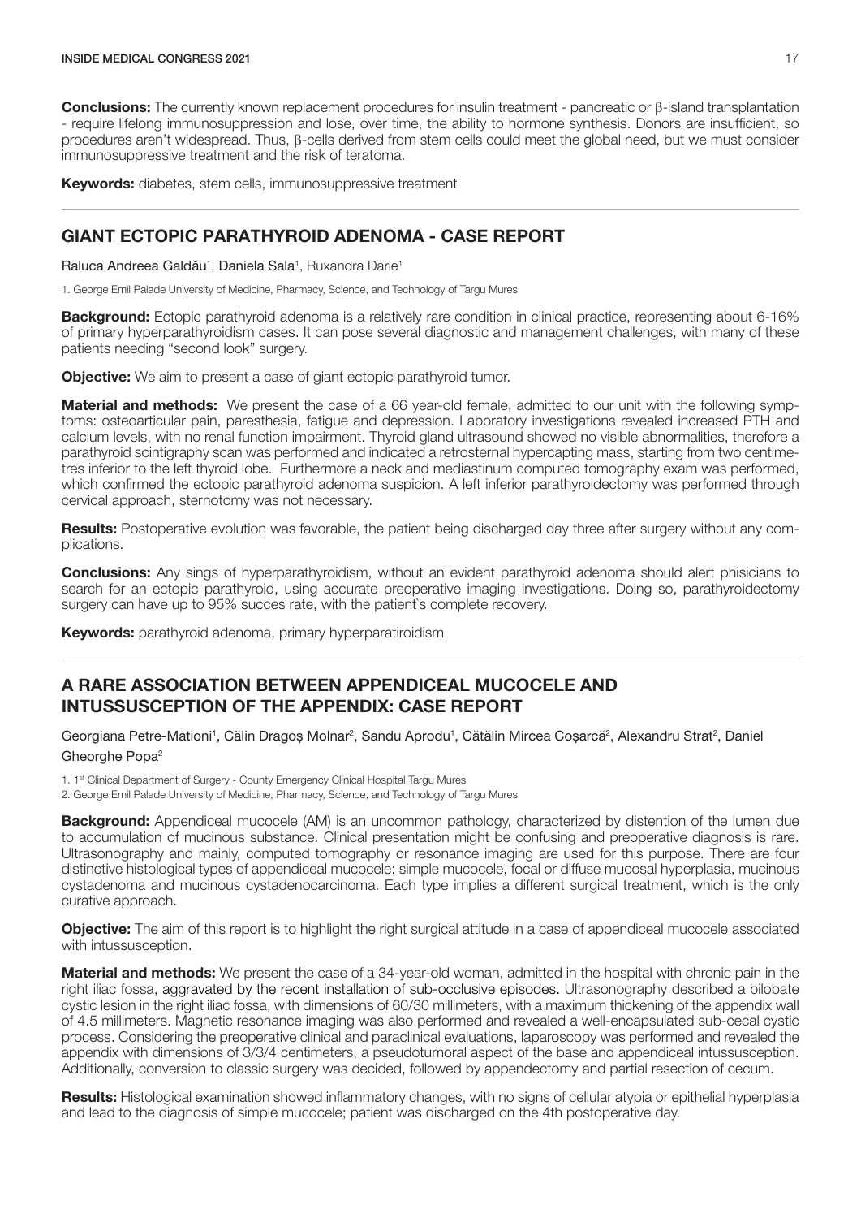**Conclusions:** The currently known replacement procedures for insulin treatment - pancreatic or β-island transplantation - require lifelong immunosuppression and lose, over time, the ability to hormone synthesis. Donors are insufficient, so procedures aren't widespread. Thus, β-cells derived from stem cells could meet the global need, but we must consider immunosuppressive treatment and the risk of teratoma.

**Keywords:** diabetes, stem cells, immunosuppressive treatment

## GIANT ECTOPIC PARATHYROID ADENOMA - CASE REPORT

Raluca Andreea Galdău[1], Daniela Sala[1], Ruxandra Darie[1]

1. George Emil Palade University of Medicine, Pharmacy, Science, and Technology of Targu Mures

**Background:** Ectopic parathyroid adenoma is a relatively rare condition in clinical practice, representing about 6-16% of primary hyperparathyroidism cases. It can pose several diagnostic and management challenges, with many of these patients needing "second look" surgery.

**Objective:** We aim to present a case of giant ectopic parathyroid tumor.

**Material and methods:** We present the case of a 66 year-old female, admitted to our unit with the following symptoms: osteoarticular pain, paresthesia, fatigue and depression. Laboratory investigations revealed increased PTH and calcium levels, with no renal function impairment. Thyroid gland ultrasound showed no visible abnormalities, therefore a parathyroid scintigraphy scan was performed and indicated a retrosternal hypercapting mass, starting from two centimetres inferior to the left thyroid lobe. Furthermore a neck and mediastinum computed tomography exam was performed, which confirmed the ectopic parathyroid adenoma suspicion. A left inferior parathyroidectomy was performed through cervical approach, sternotomy was not necessary.

**Results:** Postoperative evolution was favorable, the patient being discharged day three after surgery without any complications.

**Conclusions:** Any sings of hyperparathyroidism, without an evident parathyroid adenoma should alert phisicians to search for an ectopic parathyroid, using accurate preoperative imaging investigations. Doing so, parathyroidectomy surgery can have up to 95% succes rate, with the patient`s complete recovery.

**Keywords:** parathyroid adenoma, primary hyperparatiroidism

## A RARE ASSOCIATION BETWEEN APPENDICEAL MUCOCELE AND INTUSSUSCEPTION OF THE APPENDIX: CASE REPORT

Georgiana Petre-Mationi[1], Călin Dragoș Molnar[2], Sandu Aprodu[1], Cătălin Mircea Coșarcă[2], Alexandru Strat[2], Daniel Gheorghe Popa[2]

1. 1st Clinical Department of Surgery - County Emergency Clinical Hospital Targu Mures
2. George Emil Palade University of Medicine, Pharmacy, Science, and Technology of Targu Mures

**Background:** Appendiceal mucocele (AM) is an uncommon pathology, characterized by distention of the lumen due to accumulation of mucinous substance. Clinical presentation might be confusing and preoperative diagnosis is rare. Ultrasonography and mainly, computed tomography or resonance imaging are used for this purpose. There are four distinctive histological types of appendiceal mucocele: simple mucocele, focal or diffuse mucosal hyperplasia, mucinous cystadenoma and mucinous cystadenocarcinoma. Each type implies a different surgical treatment, which is the only curative approach.

**Objective:** The aim of this report is to highlight the right surgical attitude in a case of appendiceal mucocele associated with intussusception.

**Material and methods:** We present the case of a 34-year-old woman, admitted in the hospital with chronic pain in the right iliac fossa, aggravated by the recent installation of sub-occlusive episodes. Ultrasonography described a bilobate cystic lesion in the right iliac fossa, with dimensions of 60/30 millimeters, with a maximum thickening of the appendix wall of 4.5 millimeters. Magnetic resonance imaging was also performed and revealed a well-encapsulated sub-cecal cystic process. Considering the preoperative clinical and paraclinical evaluations, laparoscopy was performed and revealed the appendix with dimensions of 3/3/4 centimeters, a pseudotumoral aspect of the base and appendiceal intussusception. Additionally, conversion to classic surgery was decided, followed by appendectomy and partial resection of cecum.

**Results:** Histological examination showed inflammatory changes, with no signs of cellular atypia or epithelial hyperplasia and lead to the diagnosis of simple mucocele; patient was discharged on the 4th postoperative day.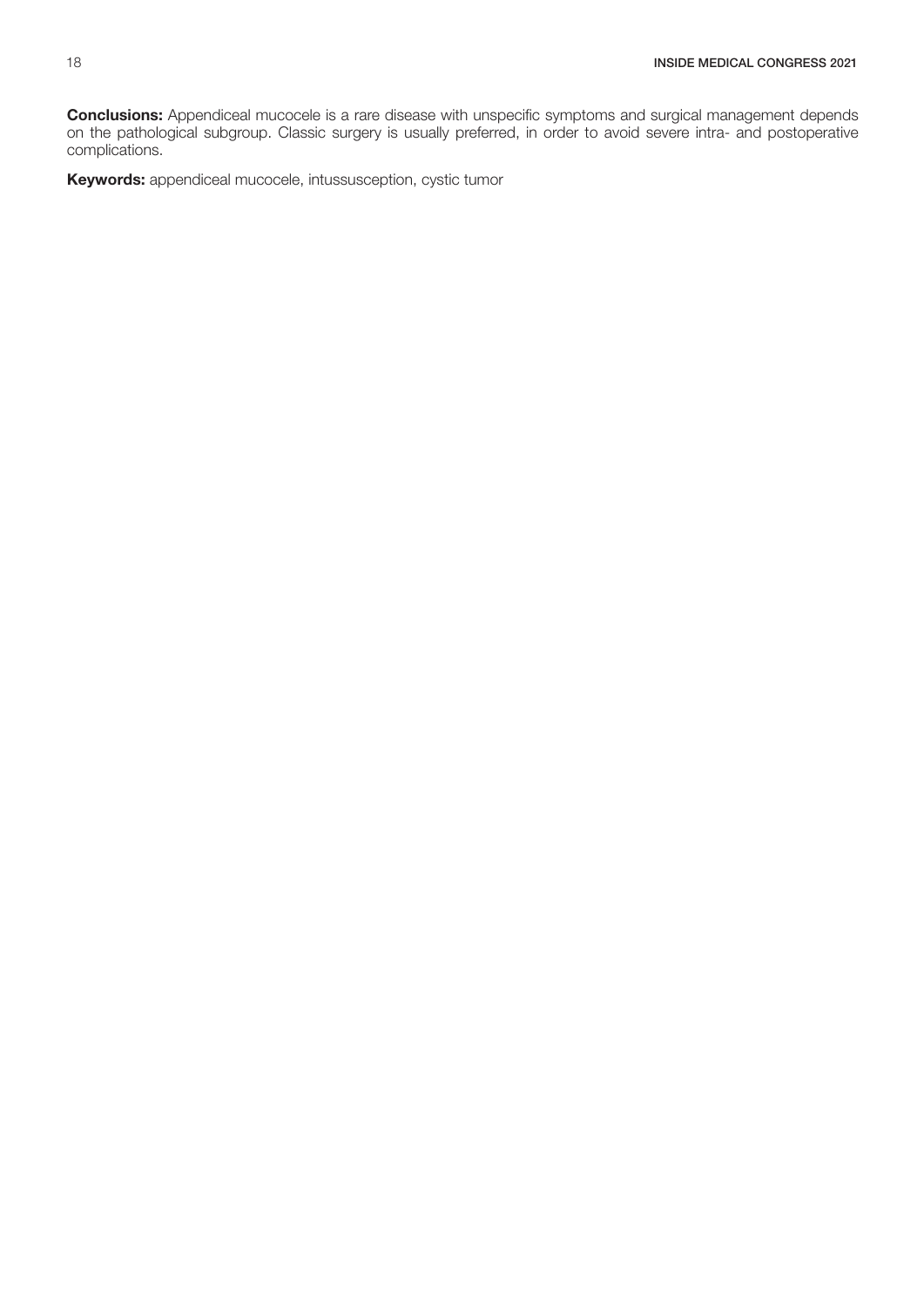**Conclusions:** Appendiceal mucocele is a rare disease with unspecific symptoms and surgical management depends on the pathological subgroup. Classic surgery is usually preferred, in order to avoid severe intra- and postoperative complications.

**Keywords:** appendiceal mucocele, intussusception, cystic tumor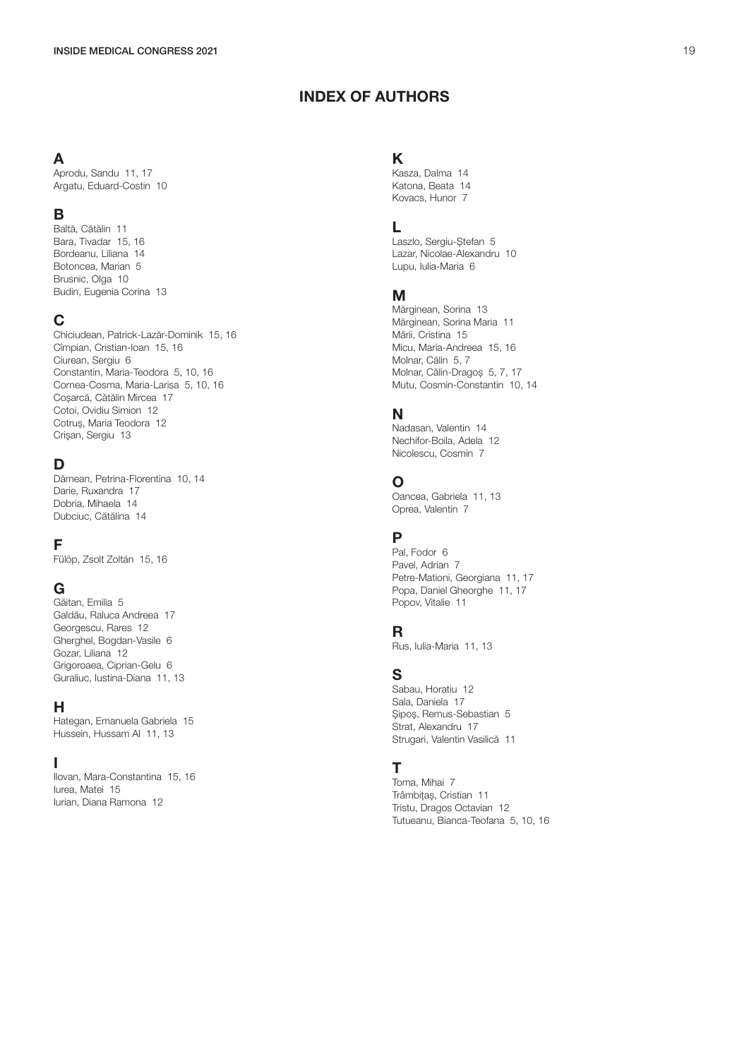# INDEX OF AUTHORS

## A

Aprodu, Sandu 11, 17
Argatu, Eduard-Costin 10

## B

Baltă, Cătălin 11
Bara, Tivadar 15, 16
Bordeanu, Liliana 14
Botoncea, Marian 5
Brusnic, Olga 10
Budin, Eugenia Corina 13

## C

Chiciudean, Patrick-Lazăr-Dominik 15, 16
Cîmpian, Cristian-Ioan 15, 16
Ciurean, Sergiu 6
Constantin, Maria-Teodora 5, 10, 16
Cornea-Cosma, Maria-Larisa 5, 10, 16
Coşarcă, Cătălin Mircea 17
Cotoi, Ovidiu Simion 12
Cotruş, Maria Teodora 12
Crişan, Sergiu 13

## D

Dămean, Petrina-Florentina 10, 14
Darie, Ruxandra 17
Dobria, Mihaela 14
Dubciuc, Cătălina 14

## F

Fülöp, Zsolt Zoltán 15, 16

## G

Găitan, Emilia 5
Galdău, Raluca Andreea 17
Georgescu, Rares 12
Gherghel, Bogdan-Vasile 6
Gozar, Liliana 12
Grigoroaea, Ciprian-Gelu 6
Guraliuc, Iustina-Diana 11, 13

## H

Hategan, Emanuela Gabriela 15
Hussein, Hussam Al 11, 13

## I

Ilovan, Mara-Constantina 15, 16
Iurea, Matei 15
Iurian, Diana Ramona 12

## K

Kasza, Dalma 14
Katona, Beata 14
Kovacs, Hunor 7

## L

Laszlo, Sergiu-Ştefan 5
Lazar, Nicolae-Alexandru 10
Lupu, Iulia-Maria 6

## M

Mărginean, Sorina 13
Mărginean, Sorina Maria 11
Mării, Cristina 15
Micu, Maria-Andreea 15, 16
Molnar, Călin 5, 7
Molnar, Călin-Dragoş 5, 7, 17
Mutu, Cosmin-Constantin 10, 14

## N

Nadasan, Valentin 14
Nechifor-Boila, Adela 12
Nicolescu, Cosmin 7

## O

Oancea, Gabriela 11, 13
Oprea, Valentin 7

## P

Pal, Fodor 6
Pavel, Adrian 7
Petre-Mationi, Georgiana 11, 17
Popa, Daniel Gheorghe 11, 17
Popov, Vitalie 11

## R

Rus, Iulia-Maria 11, 13

## S

Sabau, Horatiu 12
Sala, Daniela 17
Şipoş, Remus-Sebastian 5
Strat, Alexandru 17
Strugari, Valentin Vasilică 11

## T

Toma, Mihai 7
Trâmbiţaş, Cristian 11
Tristu, Dragos Octavian 12
Tutueanu, Bianca-Teofana 5, 10, 16